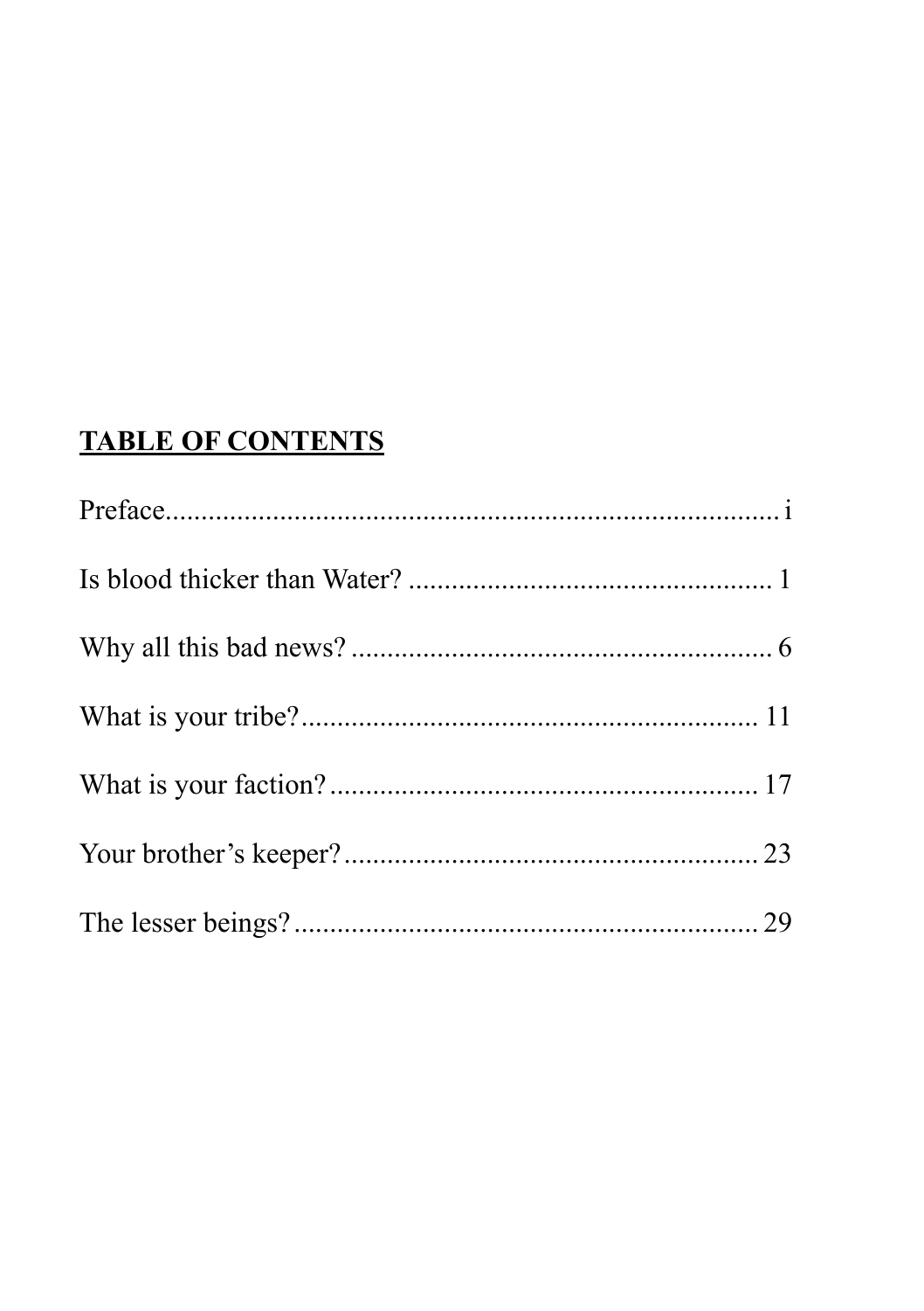## **TABLE OF CONTENTS**

Preface........................................................................ i

Is blood thicker than Water? ................................................... 1

Why all this bad news? ........................................................... 6

What is your tribe?................................................................ 11

What is your faction?............................................................ 17

Your brother's keeper?.......................................................... 23

The lesser beings?................................................................. 29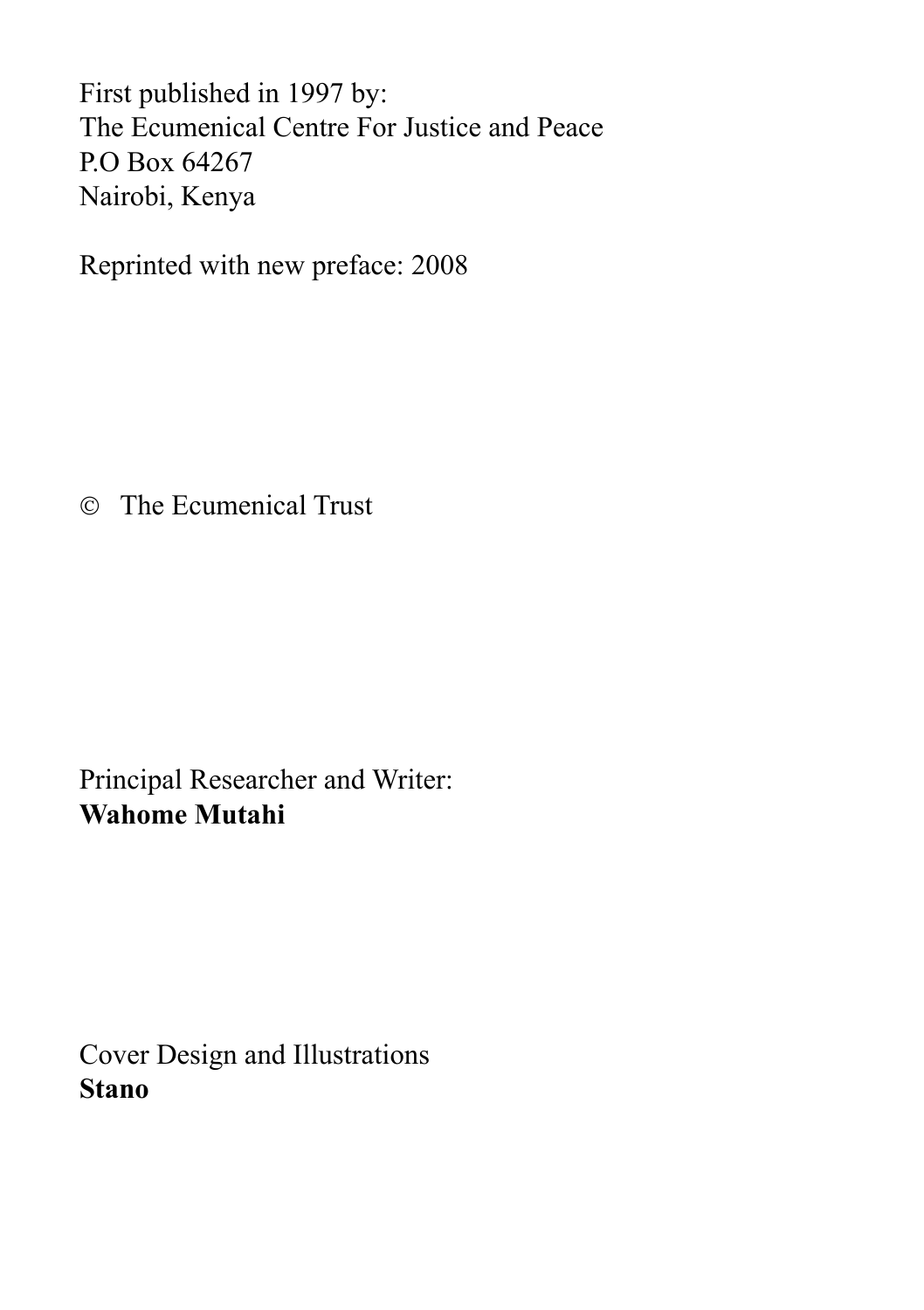First published in 1997 by:
The Ecumenical Centre For Justice and Peace
P.O Box 64267
Nairobi, Kenya

Reprinted with new preface: 2008

© The Ecumenical Trust

Principal Researcher and Writer:
**Wahome Mutahi**

Cover Design and Illustrations
**Stano**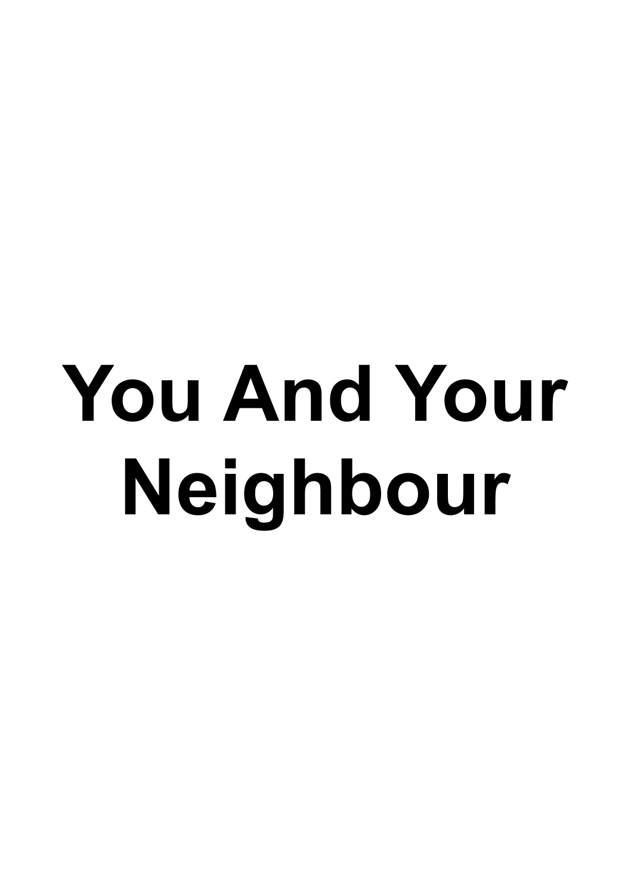# You And Your Neighbour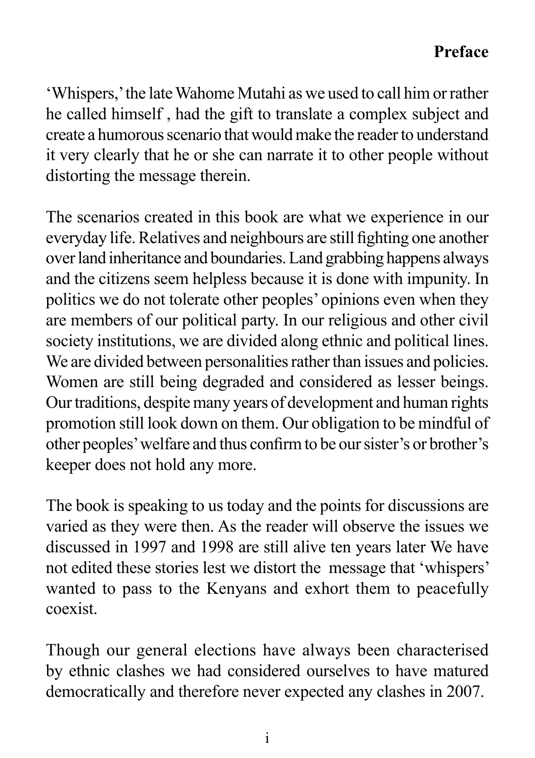## Preface

'Whispers,' the late Wahome Mutahi as we used to call him or rather he called himself , had the gift to translate a complex subject and create a humorous scenario that would make the reader to understand it very clearly that he or she can narrate it to other people without distorting the message therein.

The scenarios created in this book are what we experience in our everyday life. Relatives and neighbours are still fighting one another over land inheritance and boundaries. Land grabbing happens always and the citizens seem helpless because it is done with impunity. In politics we do not tolerate other peoples' opinions even when they are members of our political party. In our religious and other civil society institutions, we are divided along ethnic and political lines. We are divided between personalities rather than issues and policies. Women are still being degraded and considered as lesser beings. Our traditions, despite many years of development and human rights promotion still look down on them. Our obligation to be mindful of other peoples' welfare and thus confirm to be our sister's or brother's keeper does not hold any more.

The book is speaking to us today and the points for discussions are varied as they were then. As the reader will observe the issues we discussed in 1997 and 1998 are still alive ten years later We have not edited these stories lest we distort the message that 'whispers' wanted to pass to the Kenyans and exhort them to peacefully coexist.

Though our general elections have always been characterised by ethnic clashes we had considered ourselves to have matured democratically and therefore never expected any clashes in 2007.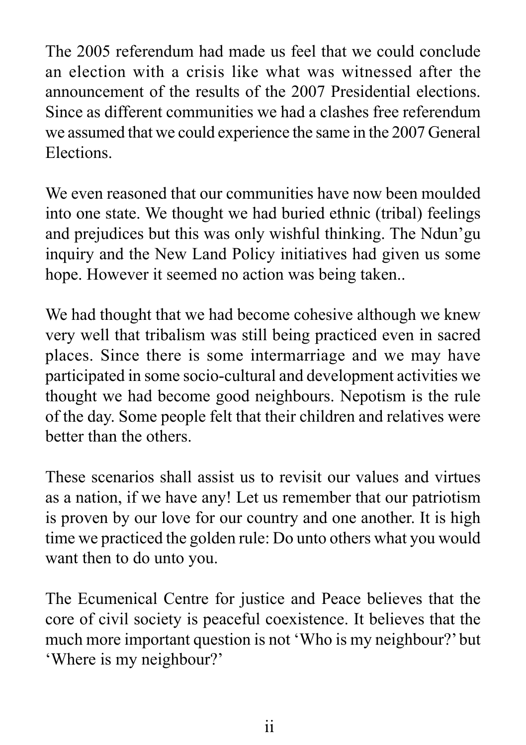The 2005 referendum had made us feel that we could conclude an election with a crisis like what was witnessed after the announcement of the results of the 2007 Presidential elections. Since as different communities we had a clashes free referendum we assumed that we could experience the same in the 2007 General Elections.

We even reasoned that our communities have now been moulded into one state. We thought we had buried ethnic (tribal) feelings and prejudices but this was only wishful thinking. The Ndun'gu inquiry and the New Land Policy initiatives had given us some hope. However it seemed no action was being taken..

We had thought that we had become cohesive although we knew very well that tribalism was still being practiced even in sacred places. Since there is some intermarriage and we may have participated in some socio-cultural and development activities we thought we had become good neighbours. Nepotism is the rule of the day. Some people felt that their children and relatives were better than the others.

These scenarios shall assist us to revisit our values and virtues as a nation, if we have any! Let us remember that our patriotism is proven by our love for our country and one another. It is high time we practiced the golden rule: Do unto others what you would want then to do unto you.

The Ecumenical Centre for justice and Peace believes that the core of civil society is peaceful coexistence. It believes that the much more important question is not 'Who is my neighbour?' but 'Where is my neighbour?'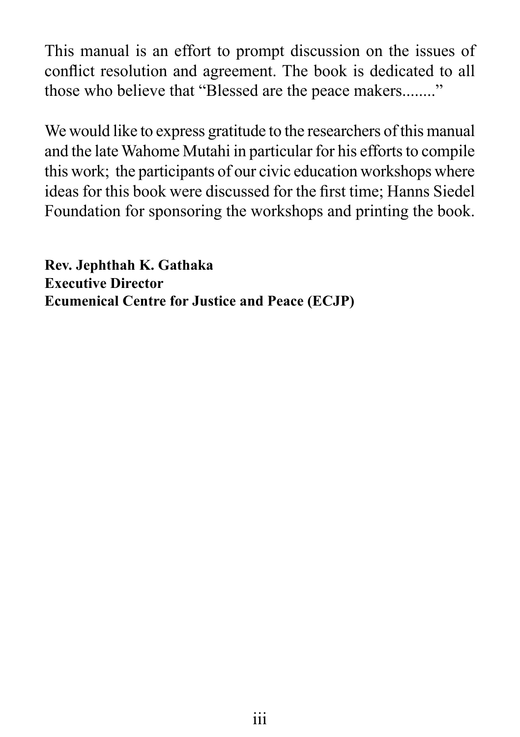This manual is an effort to prompt discussion on the issues of conflict resolution and agreement. The book is dedicated to all those who believe that "Blessed are the peace makers........"

We would like to express gratitude to the researchers of this manual and the late Wahome Mutahi in particular for his efforts to compile this work; the participants of our civic education workshops where ideas for this book were discussed for the first time; Hanns Siedel Foundation for sponsoring the workshops and printing the book.

**Rev. Jephthah K. Gathaka**
**Executive Director**
**Ecumenical Centre for Justice and Peace (ECJP)**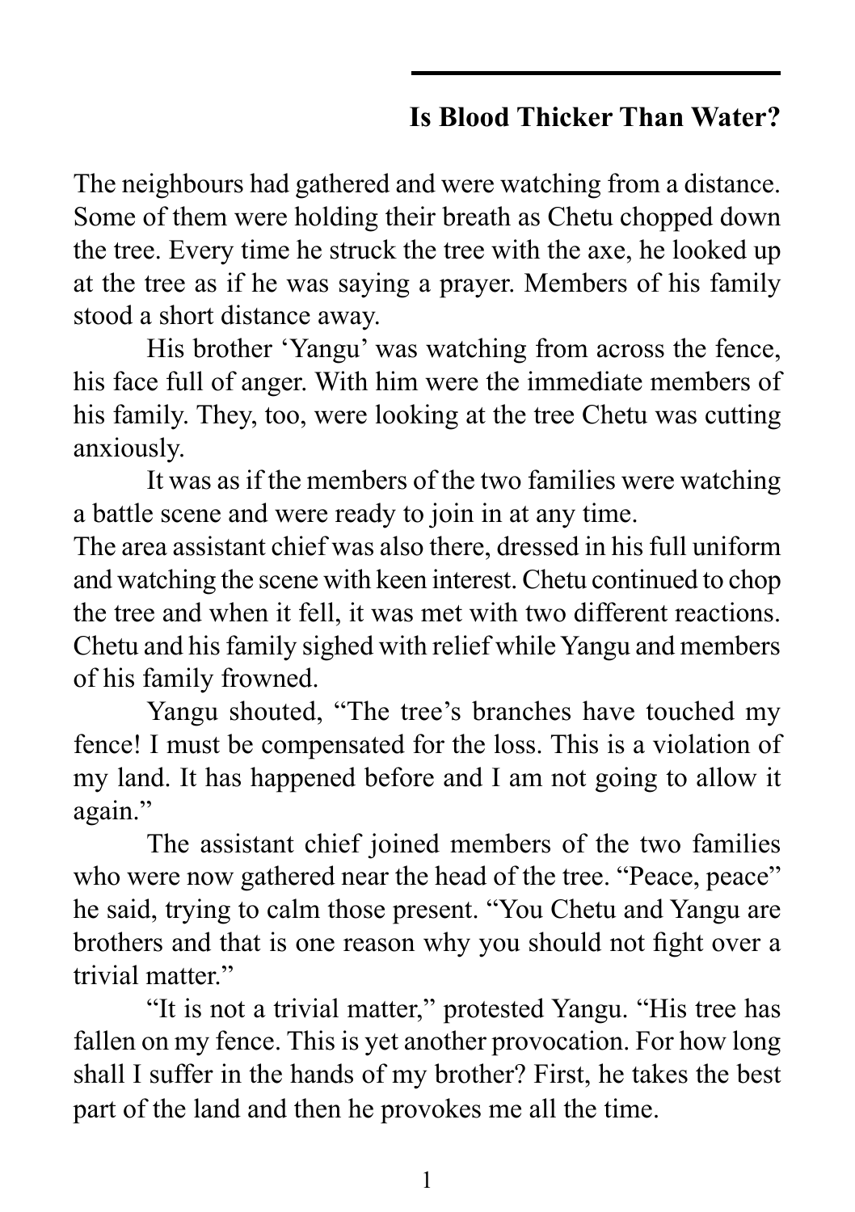## Is Blood Thicker Than Water?

The neighbours had gathered and were watching from a distance. Some of them were holding their breath as Chetu chopped down the tree. Every time he struck the tree with the axe, he looked up at the tree as if he was saying a prayer. Members of his family stood a short distance away.

His brother 'Yangu' was watching from across the fence, his face full of anger. With him were the immediate members of his family. They, too, were looking at the tree Chetu was cutting anxiously.

It was as if the members of the two families were watching a battle scene and were ready to join in at any time.

The area assistant chief was also there, dressed in his full uniform and watching the scene with keen interest. Chetu continued to chop the tree and when it fell, it was met with two different reactions. Chetu and his family sighed with relief while Yangu and members of his family frowned.

Yangu shouted, "The tree's branches have touched my fence! I must be compensated for the loss. This is a violation of my land. It has happened before and I am not going to allow it again."

The assistant chief joined members of the two families who were now gathered near the head of the tree. "Peace, peace" he said, trying to calm those present. "You Chetu and Yangu are brothers and that is one reason why you should not fight over a trivial matter."

"It is not a trivial matter," protested Yangu. "His tree has fallen on my fence. This is yet another provocation. For how long shall I suffer in the hands of my brother? First, he takes the best part of the land and then he provokes me all the time.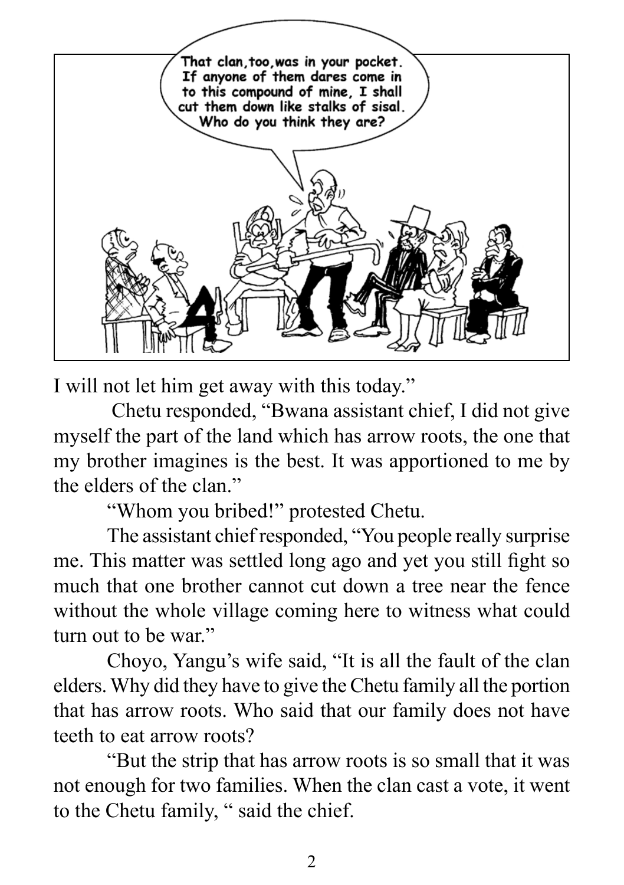I will not let him get away with this today."

Chetu responded, "Bwana assistant chief, I did not give myself the part of the land which has arrow roots, the one that my brother imagines is the best. It was apportioned to me by the elders of the clan."

"Whom you bribed!" protested Chetu.

The assistant chief responded, "You people really surprise me. This matter was settled long ago and yet you still fight so much that one brother cannot cut down a tree near the fence without the whole village coming here to witness what could turn out to be war."

Choyo, Yangu's wife said, "It is all the fault of the clan elders. Why did they have to give the Chetu family all the portion that has arrow roots. Who said that our family does not have teeth to eat arrow roots?

"But the strip that has arrow roots is so small that it was not enough for two families. When the clan cast a vote, it went to the Chetu family, " said the chief.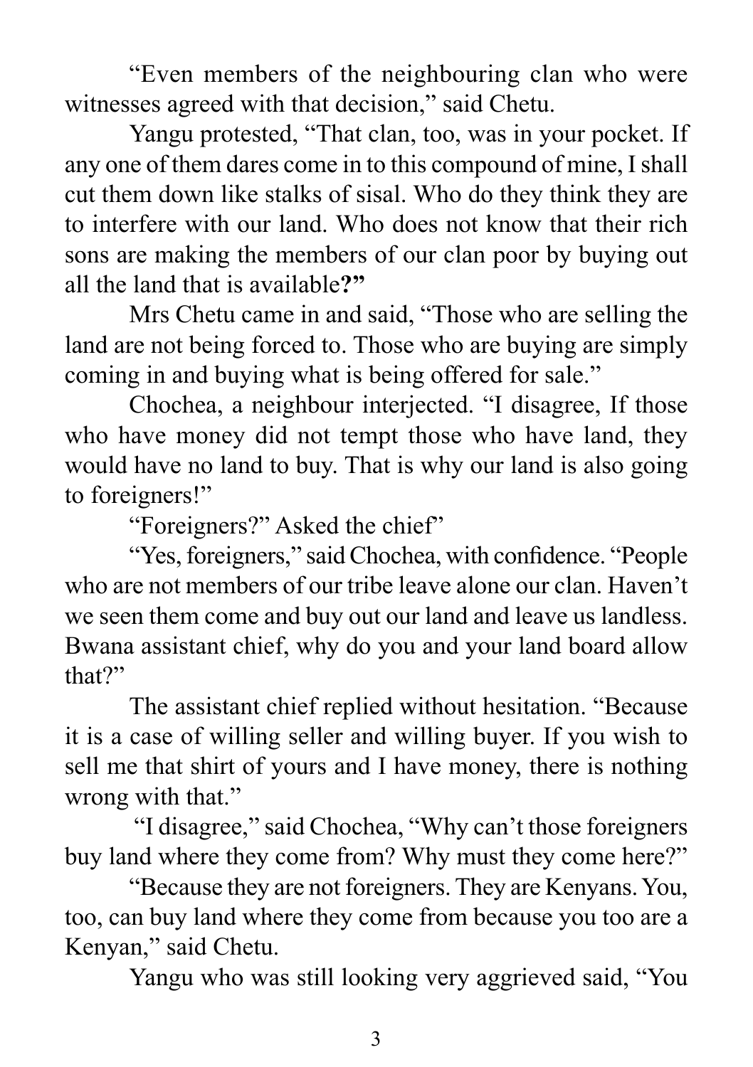"Even members of the neighbouring clan who were witnesses agreed with that decision," said Chetu.

Yangu protested, "That clan, too, was in your pocket. If any one of them dares come in to this compound of mine, I shall cut them down like stalks of sisal. Who do they think they are to interfere with our land. Who does not know that their rich sons are making the members of our clan poor by buying out all the land that is available**?"**

Mrs Chetu came in and said, "Those who are selling the land are not being forced to. Those who are buying are simply coming in and buying what is being offered for sale."

Chochea, a neighbour interjected. "I disagree, If those who have money did not tempt those who have land, they would have no land to buy. That is why our land is also going to foreigners!"

"Foreigners?" Asked the chief"

"Yes, foreigners," said Chochea, with confidence. "People who are not members of our tribe leave alone our clan. Haven't we seen them come and buy out our land and leave us landless. Bwana assistant chief, why do you and your land board allow that?"

The assistant chief replied without hesitation. "Because it is a case of willing seller and willing buyer. If you wish to sell me that shirt of yours and I have money, there is nothing wrong with that."

"I disagree," said Chochea, "Why can't those foreigners buy land where they come from? Why must they come here?"

"Because they are not foreigners. They are Kenyans. You, too, can buy land where they come from because you too are a Kenyan," said Chetu.

Yangu who was still looking very aggrieved said, "You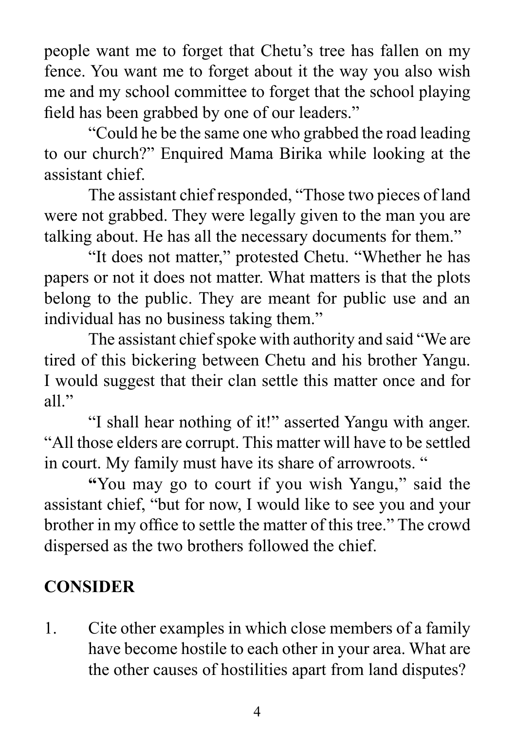people want me to forget that Chetu's tree has fallen on my fence. You want me to forget about it the way you also wish me and my school committee to forget that the school playing field has been grabbed by one of our leaders."

"Could he be the same one who grabbed the road leading to our church?" Enquired Mama Birika while looking at the assistant chief.

The assistant chief responded, "Those two pieces of land were not grabbed. They were legally given to the man you are talking about. He has all the necessary documents for them."

"It does not matter," protested Chetu. "Whether he has papers or not it does not matter. What matters is that the plots belong to the public. They are meant for public use and an individual has no business taking them."

The assistant chief spoke with authority and said "We are tired of this bickering between Chetu and his brother Yangu. I would suggest that their clan settle this matter once and for all."

"I shall hear nothing of it!" asserted Yangu with anger. "All those elders are corrupt. This matter will have to be settled in court. My family must have its share of arrowroots. "

**"**You may go to court if you wish Yangu," said the assistant chief, "but for now, I would like to see you and your brother in my office to settle the matter of this tree." The crowd dispersed as the two brothers followed the chief.

## CONSIDER

1. Cite other examples in which close members of a family have become hostile to each other in your area. What are the other causes of hostilities apart from land disputes?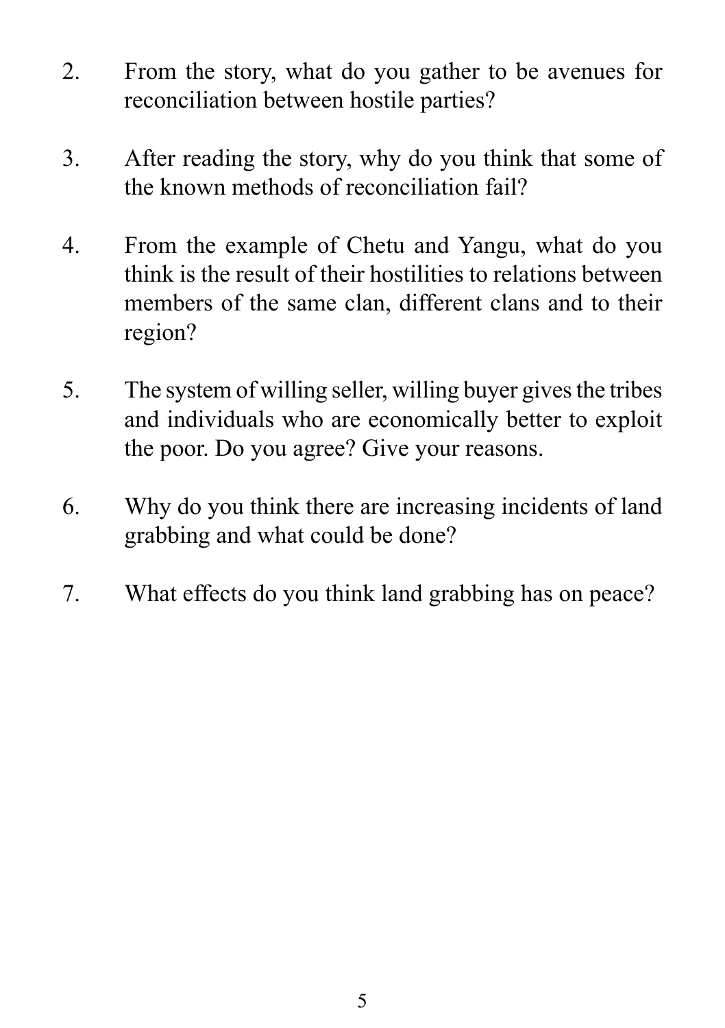2. From the story, what do you gather to be avenues for reconciliation between hostile parties?

3. After reading the story, why do you think that some of the known methods of reconciliation fail?

4. From the example of Chetu and Yangu, what do you think is the result of their hostilities to relations between members of the same clan, different clans and to their region?

5. The system of willing seller, willing buyer gives the tribes and individuals who are economically better to exploit the poor. Do you agree? Give your reasons.

6. Why do you think there are increasing incidents of land grabbing and what could be done?

7. What effects do you think land grabbing has on peace?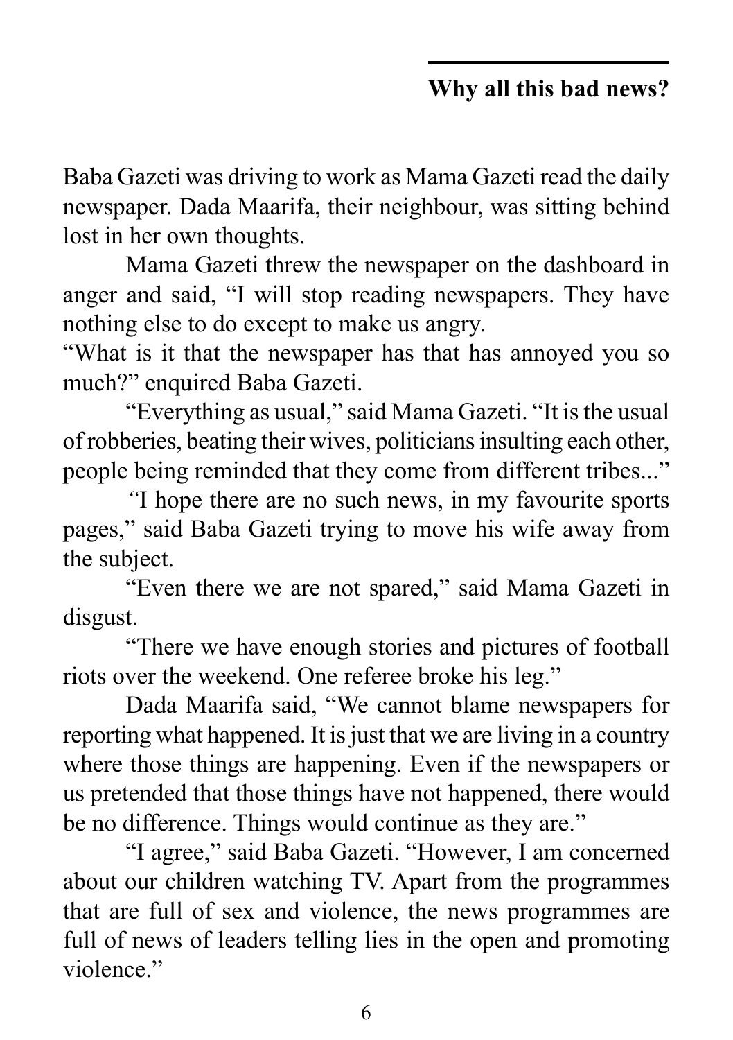## Why all this bad news?

Baba Gazeti was driving to work as Mama Gazeti read the daily newspaper. Dada Maarifa, their neighbour, was sitting behind lost in her own thoughts.

Mama Gazeti threw the newspaper on the dashboard in anger and said, "I will stop reading newspapers. They have nothing else to do except to make us angry.

"What is it that the newspaper has that has annoyed you so much?" enquired Baba Gazeti.

"Everything as usual," said Mama Gazeti. "It is the usual of robberies, beating their wives, politicians insulting each other, people being reminded that they come from different tribes..."

"I hope there are no such news, in my favourite sports pages," said Baba Gazeti trying to move his wife away from the subject.

"Even there we are not spared," said Mama Gazeti in disgust.

"There we have enough stories and pictures of football riots over the weekend. One referee broke his leg."

Dada Maarifa said, "We cannot blame newspapers for reporting what happened. It is just that we are living in a country where those things are happening. Even if the newspapers or us pretended that those things have not happened, there would be no difference. Things would continue as they are."

"I agree," said Baba Gazeti. "However, I am concerned about our children watching TV. Apart from the programmes that are full of sex and violence, the news programmes are full of news of leaders telling lies in the open and promoting violence."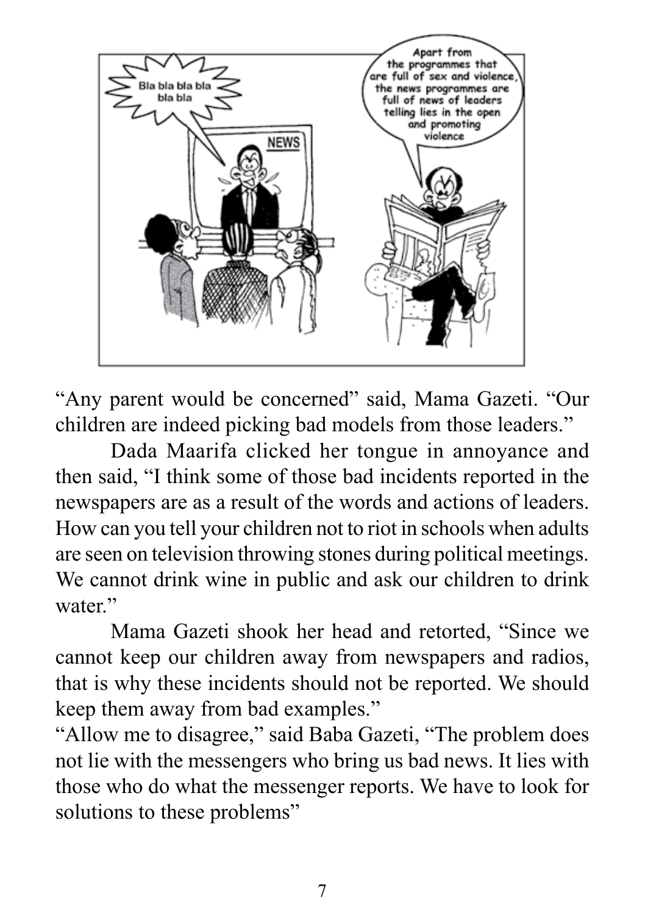"Any parent would be concerned" said, Mama Gazeti. "Our children are indeed picking bad models from those leaders."

Dada Maarifa clicked her tongue in annoyance and then said, "I think some of those bad incidents reported in the newspapers are as a result of the words and actions of leaders. How can you tell your children not to riot in schools when adults are seen on television throwing stones during political meetings. We cannot drink wine in public and ask our children to drink water."

Mama Gazeti shook her head and retorted, "Since we cannot keep our children away from newspapers and radios, that is why these incidents should not be reported. We should keep them away from bad examples."

"Allow me to disagree," said Baba Gazeti, "The problem does not lie with the messengers who bring us bad news. It lies with those who do what the messenger reports. We have to look for solutions to these problems"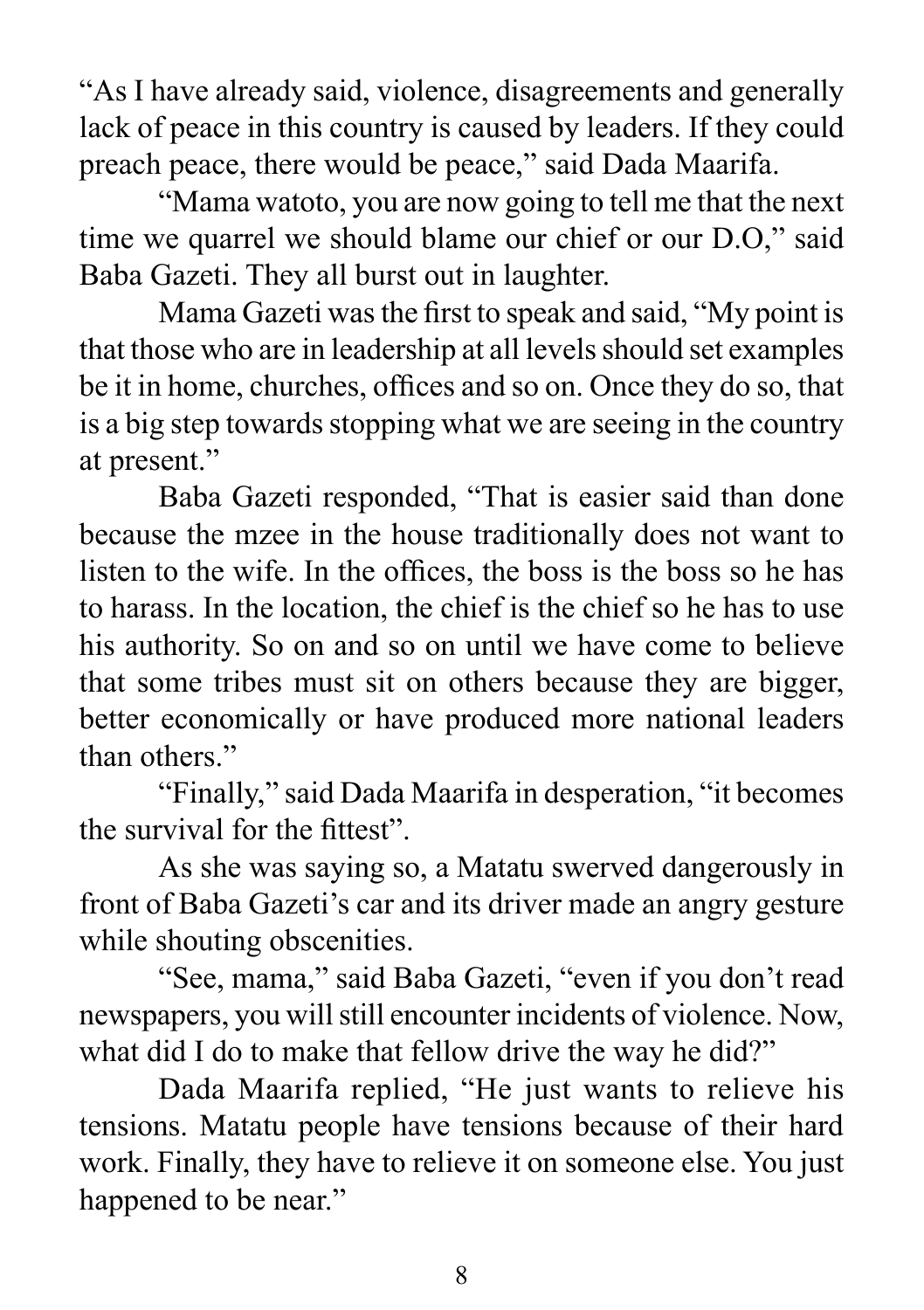"As I have already said, violence, disagreements and generally lack of peace in this country is caused by leaders. If they could preach peace, there would be peace," said Dada Maarifa.

"Mama watoto, you are now going to tell me that the next time we quarrel we should blame our chief or our D.O," said Baba Gazeti. They all burst out in laughter.

Mama Gazeti was the first to speak and said, "My point is that those who are in leadership at all levels should set examples be it in home, churches, offices and so on. Once they do so, that is a big step towards stopping what we are seeing in the country at present."

Baba Gazeti responded, "That is easier said than done because the mzee in the house traditionally does not want to listen to the wife. In the offices, the boss is the boss so he has to harass. In the location, the chief is the chief so he has to use his authority. So on and so on until we have come to believe that some tribes must sit on others because they are bigger, better economically or have produced more national leaders than others."

"Finally," said Dada Maarifa in desperation, "it becomes the survival for the fittest".

As she was saying so, a Matatu swerved dangerously in front of Baba Gazeti's car and its driver made an angry gesture while shouting obscenities.

"See, mama," said Baba Gazeti, "even if you don't read newspapers, you will still encounter incidents of violence. Now, what did I do to make that fellow drive the way he did?"

Dada Maarifa replied, "He just wants to relieve his tensions. Matatu people have tensions because of their hard work. Finally, they have to relieve it on someone else. You just happened to be near."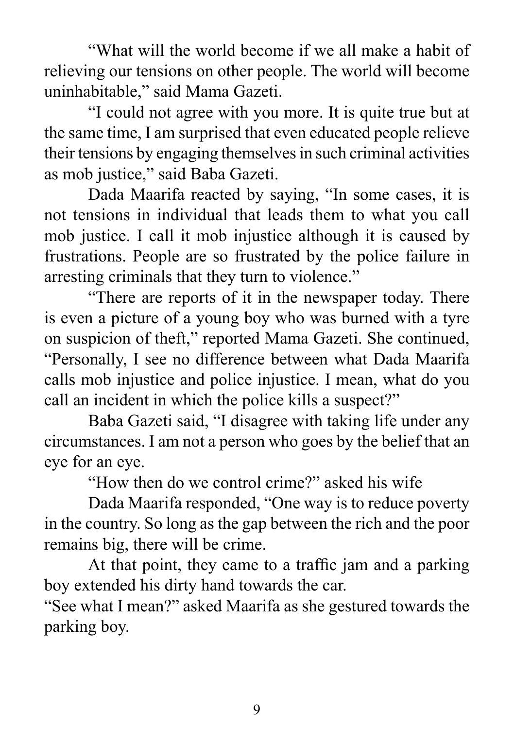"What will the world become if we all make a habit of relieving our tensions on other people. The world will become uninhabitable," said Mama Gazeti.

"I could not agree with you more. It is quite true but at the same time, I am surprised that even educated people relieve their tensions by engaging themselves in such criminal activities as mob justice," said Baba Gazeti.

Dada Maarifa reacted by saying, "In some cases, it is not tensions in individual that leads them to what you call mob justice. I call it mob injustice although it is caused by frustrations. People are so frustrated by the police failure in arresting criminals that they turn to violence."

"There are reports of it in the newspaper today. There is even a picture of a young boy who was burned with a tyre on suspicion of theft," reported Mama Gazeti. She continued, "Personally, I see no difference between what Dada Maarifa calls mob injustice and police injustice. I mean, what do you call an incident in which the police kills a suspect?"

Baba Gazeti said, "I disagree with taking life under any circumstances. I am not a person who goes by the belief that an eye for an eye.

"How then do we control crime?" asked his wife

Dada Maarifa responded, "One way is to reduce poverty in the country. So long as the gap between the rich and the poor remains big, there will be crime.

At that point, they came to a traffic jam and a parking boy extended his dirty hand towards the car.

"See what I mean?" asked Maarifa as she gestured towards the parking boy.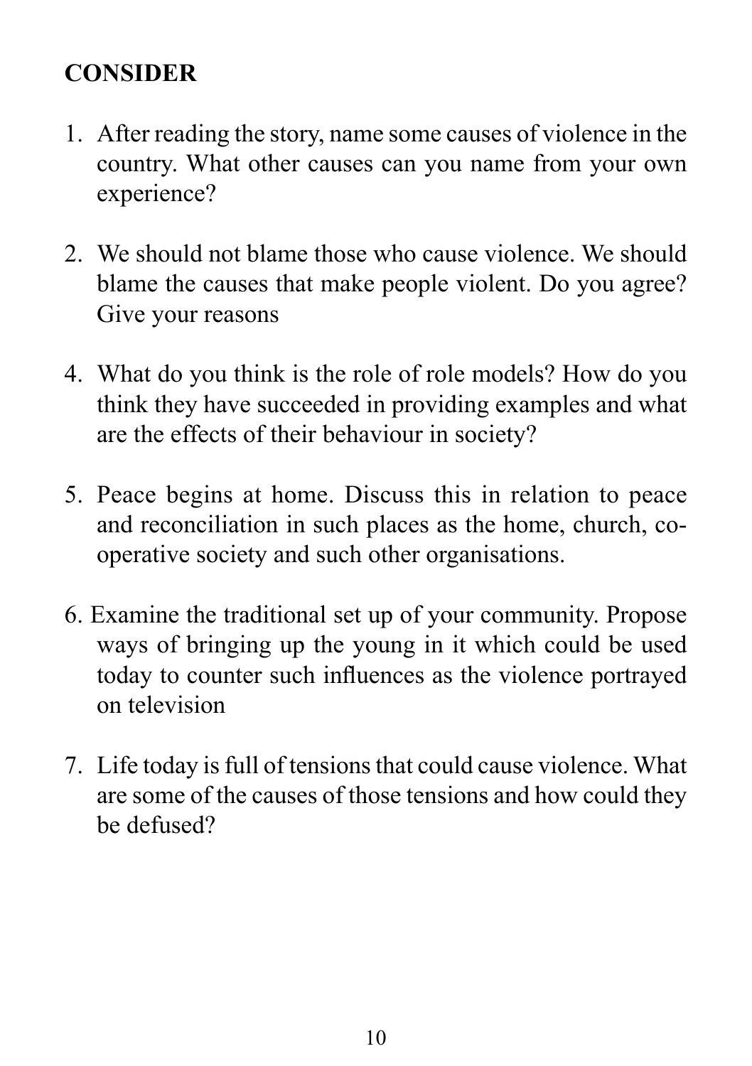## CONSIDER

1. After reading the story, name some causes of violence in the country. What other causes can you name from your own experience?

2. We should not blame those who cause violence. We should blame the causes that make people violent. Do you agree? Give your reasons

4. What do you think is the role of role models? How do you think they have succeeded in providing examples and what are the effects of their behaviour in society?

5. Peace begins at home. Discuss this in relation to peace and reconciliation in such places as the home, church, co-operative society and such other organisations.

6. Examine the traditional set up of your community. Propose ways of bringing up the young in it which could be used today to counter such influences as the violence portrayed on television

7. Life today is full of tensions that could cause violence. What are some of the causes of those tensions and how could they be defused?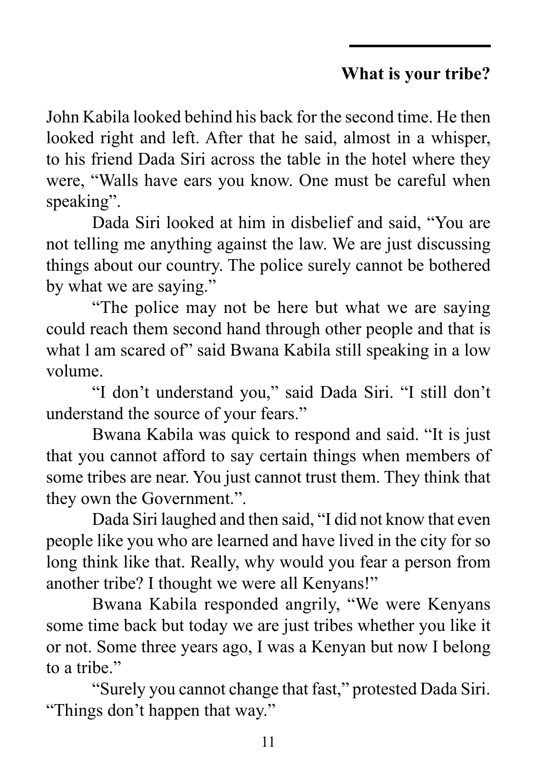## What is your tribe?

John Kabila looked behind his back for the second time. He then looked right and left. After that he said, almost in a whisper, to his friend Dada Siri across the table in the hotel where they were, "Walls have ears you know. One must be careful when speaking".

Dada Siri looked at him in disbelief and said, "You are not telling me anything against the law. We are just discussing things about our country. The police surely cannot be bothered by what we are saying."

"The police may not be here but what we are saying could reach them second hand through other people and that is what l am scared of" said Bwana Kabila still speaking in a low volume.

"I don't understand you," said Dada Siri. "I still don't understand the source of your fears."

Bwana Kabila was quick to respond and said. "It is just that you cannot afford to say certain things when members of some tribes are near. You just cannot trust them. They think that they own the Government.".

Dada Siri laughed and then said, "I did not know that even people like you who are learned and have lived in the city for so long think like that. Really, why would you fear a person from another tribe? I thought we were all Kenyans!"

Bwana Kabila responded angrily, "We were Kenyans some time back but today we are just tribes whether you like it or not. Some three years ago, I was a Kenyan but now I belong to a tribe."

"Surely you cannot change that fast," protested Dada Siri. "Things don't happen that way."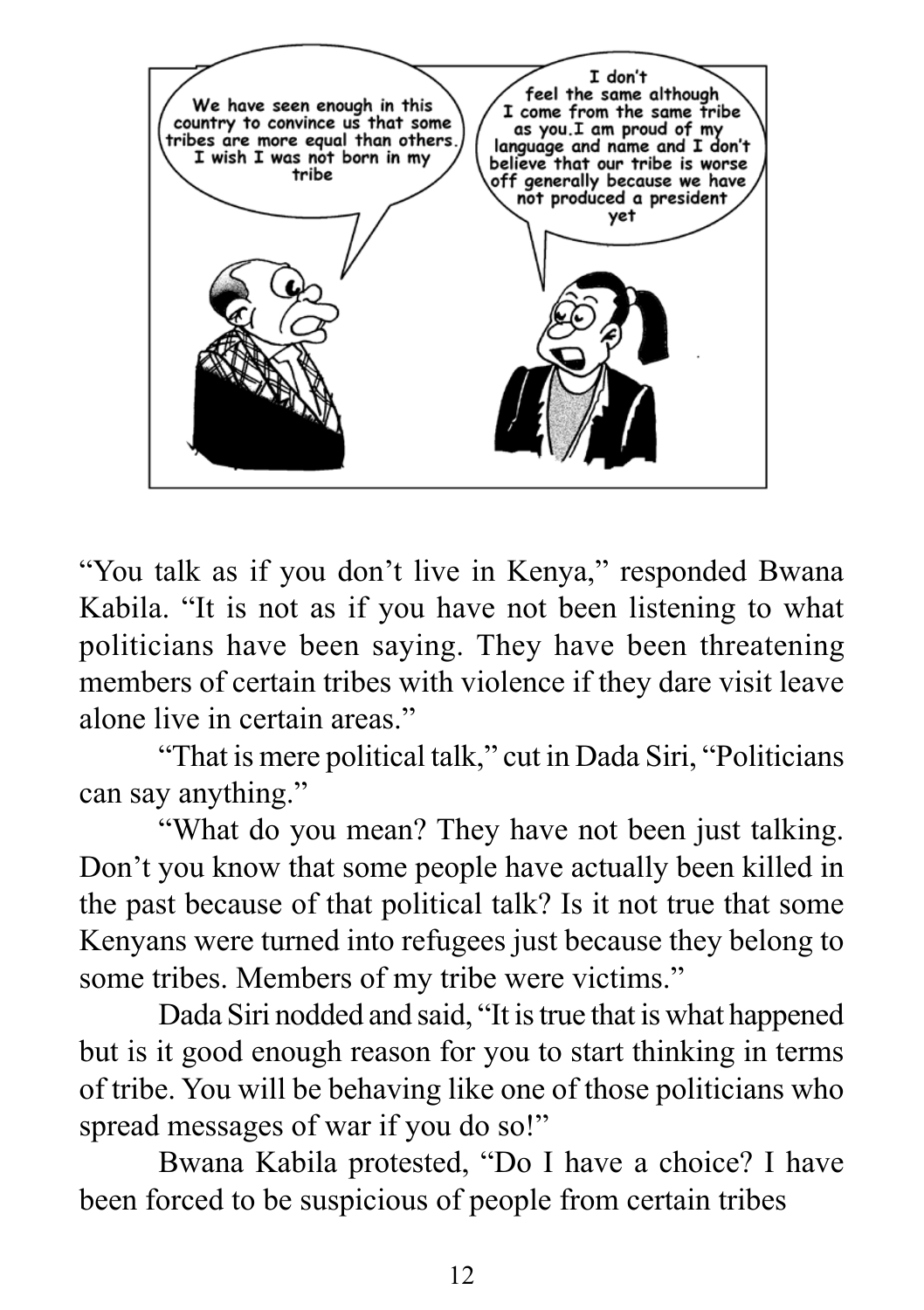We have seen enough in this country to convince us that some tribes are more equal than others. I wish I was not born in my tribe

I don't feel the same although I come from the same tribe as you. I am proud of my language and name and I don't believe that our tribe is worse off generally because we have not produced a president yet

"You talk as if you don't live in Kenya," responded Bwana Kabila. "It is not as if you have not been listening to what politicians have been saying. They have been threatening members of certain tribes with violence if they dare visit leave alone live in certain areas."

"That is mere political talk," cut in Dada Siri, "Politicians can say anything."

"What do you mean? They have not been just talking. Don't you know that some people have actually been killed in the past because of that political talk? Is it not true that some Kenyans were turned into refugees just because they belong to some tribes. Members of my tribe were victims."

Dada Siri nodded and said, "It is true that is what happened but is it good enough reason for you to start thinking in terms of tribe. You will be behaving like one of those politicians who spread messages of war if you do so!"

Bwana Kabila protested, "Do I have a choice? I have been forced to be suspicious of people from certain tribes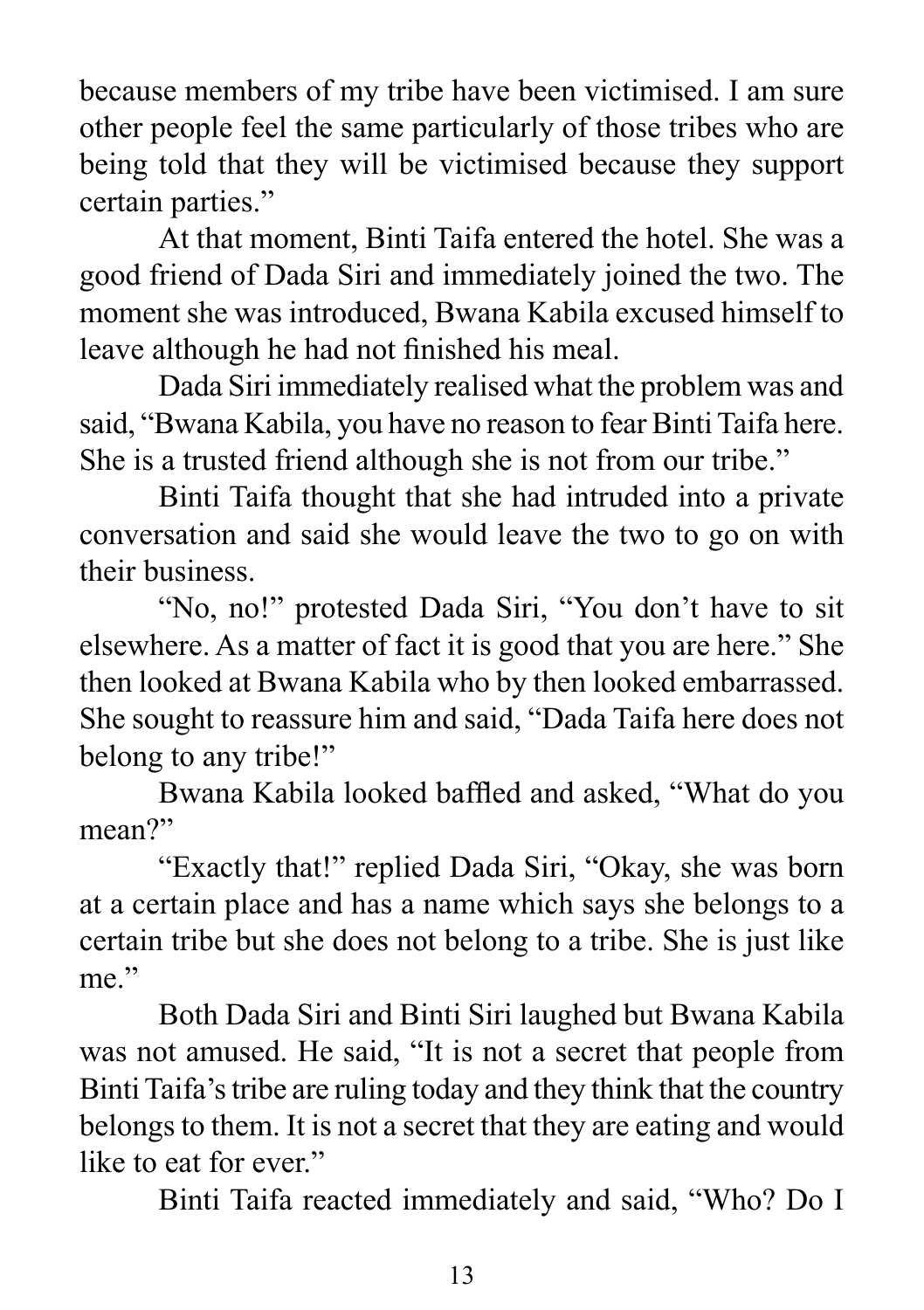because members of my tribe have been victimised. I am sure other people feel the same particularly of those tribes who are being told that they will be victimised because they support certain parties."

At that moment, Binti Taifa entered the hotel. She was a good friend of Dada Siri and immediately joined the two. The moment she was introduced, Bwana Kabila excused himself to leave although he had not finished his meal.

Dada Siri immediately realised what the problem was and said, "Bwana Kabila, you have no reason to fear Binti Taifa here. She is a trusted friend although she is not from our tribe."

Binti Taifa thought that she had intruded into a private conversation and said she would leave the two to go on with their business.

"No, no!" protested Dada Siri, "You don't have to sit elsewhere. As a matter of fact it is good that you are here." She then looked at Bwana Kabila who by then looked embarrassed. She sought to reassure him and said, "Dada Taifa here does not belong to any tribe!"

Bwana Kabila looked baffled and asked, "What do you mean?"

"Exactly that!" replied Dada Siri, "Okay, she was born at a certain place and has a name which says she belongs to a certain tribe but she does not belong to a tribe. She is just like me."

Both Dada Siri and Binti Siri laughed but Bwana Kabila was not amused. He said, "It is not a secret that people from Binti Taifa's tribe are ruling today and they think that the country belongs to them. It is not a secret that they are eating and would like to eat for ever."

Binti Taifa reacted immediately and said, "Who? Do I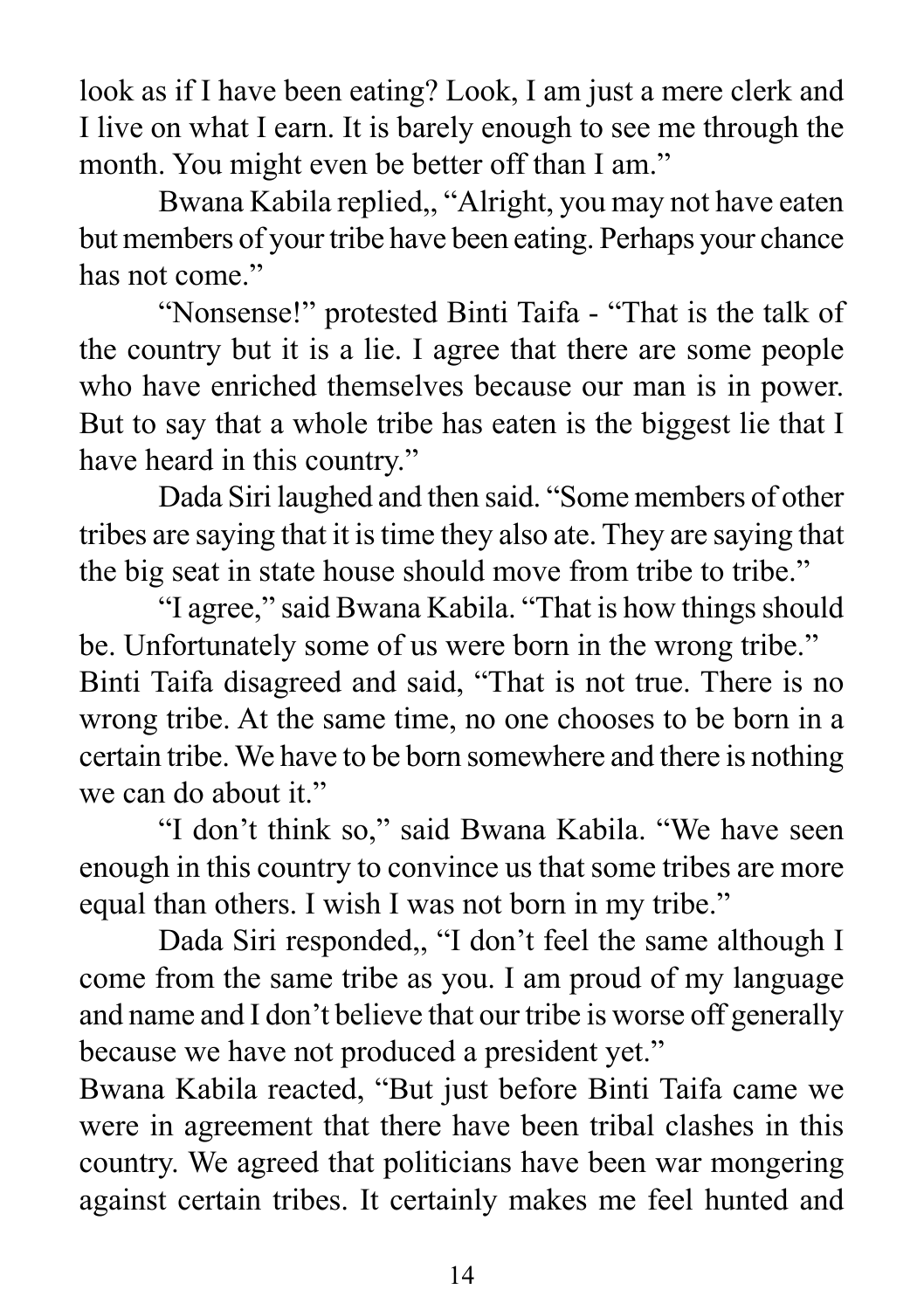look as if I have been eating? Look, I am just a mere clerk and I live on what I earn. It is barely enough to see me through the month. You might even be better off than I am."

Bwana Kabila replied,, "Alright, you may not have eaten but members of your tribe have been eating. Perhaps your chance has not come."

"Nonsense!" protested Binti Taifa - "That is the talk of the country but it is a lie. I agree that there are some people who have enriched themselves because our man is in power. But to say that a whole tribe has eaten is the biggest lie that I have heard in this country."

Dada Siri laughed and then said. "Some members of other tribes are saying that it is time they also ate. They are saying that the big seat in state house should move from tribe to tribe."

"I agree," said Bwana Kabila. "That is how things should be. Unfortunately some of us were born in the wrong tribe."

Binti Taifa disagreed and said, "That is not true. There is no wrong tribe. At the same time, no one chooses to be born in a certain tribe. We have to be born somewhere and there is nothing we can do about it."

"I don't think so," said Bwana Kabila. "We have seen enough in this country to convince us that some tribes are more equal than others. I wish I was not born in my tribe."

Dada Siri responded,, "I don't feel the same although I come from the same tribe as you. I am proud of my language and name and I don't believe that our tribe is worse off generally because we have not produced a president yet."

Bwana Kabila reacted, "But just before Binti Taifa came we were in agreement that there have been tribal clashes in this country. We agreed that politicians have been war mongering against certain tribes. It certainly makes me feel hunted and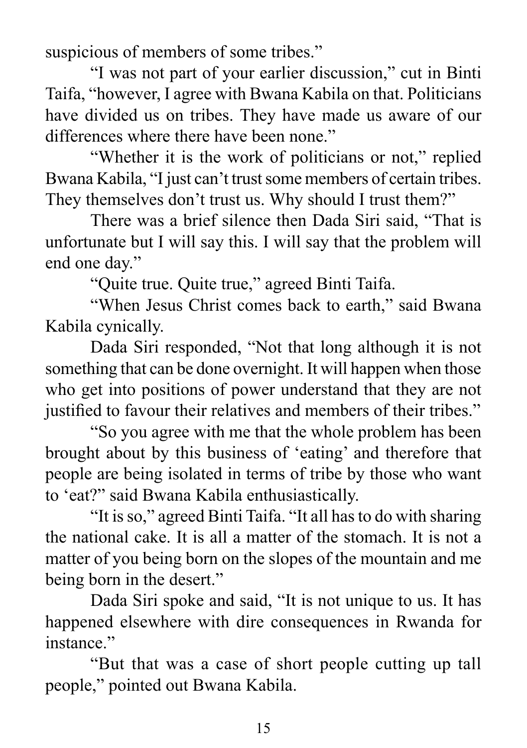suspicious of members of some tribes."

"I was not part of your earlier discussion," cut in Binti Taifa, "however, I agree with Bwana Kabila on that. Politicians have divided us on tribes. They have made us aware of our differences where there have been none."

"Whether it is the work of politicians or not," replied Bwana Kabila, "I just can't trust some members of certain tribes. They themselves don't trust us. Why should I trust them?"

There was a brief silence then Dada Siri said, "That is unfortunate but I will say this. I will say that the problem will end one day."

"Quite true. Quite true," agreed Binti Taifa.

"When Jesus Christ comes back to earth," said Bwana Kabila cynically.

Dada Siri responded, "Not that long although it is not something that can be done overnight. It will happen when those who get into positions of power understand that they are not justified to favour their relatives and members of their tribes."

"So you agree with me that the whole problem has been brought about by this business of 'eating' and therefore that people are being isolated in terms of tribe by those who want to 'eat?" said Bwana Kabila enthusiastically.

"It is so," agreed Binti Taifa. "It all has to do with sharing the national cake. It is all a matter of the stomach. It is not a matter of you being born on the slopes of the mountain and me being born in the desert."

Dada Siri spoke and said, "It is not unique to us. It has happened elsewhere with dire consequences in Rwanda for instance."

"But that was a case of short people cutting up tall people," pointed out Bwana Kabila.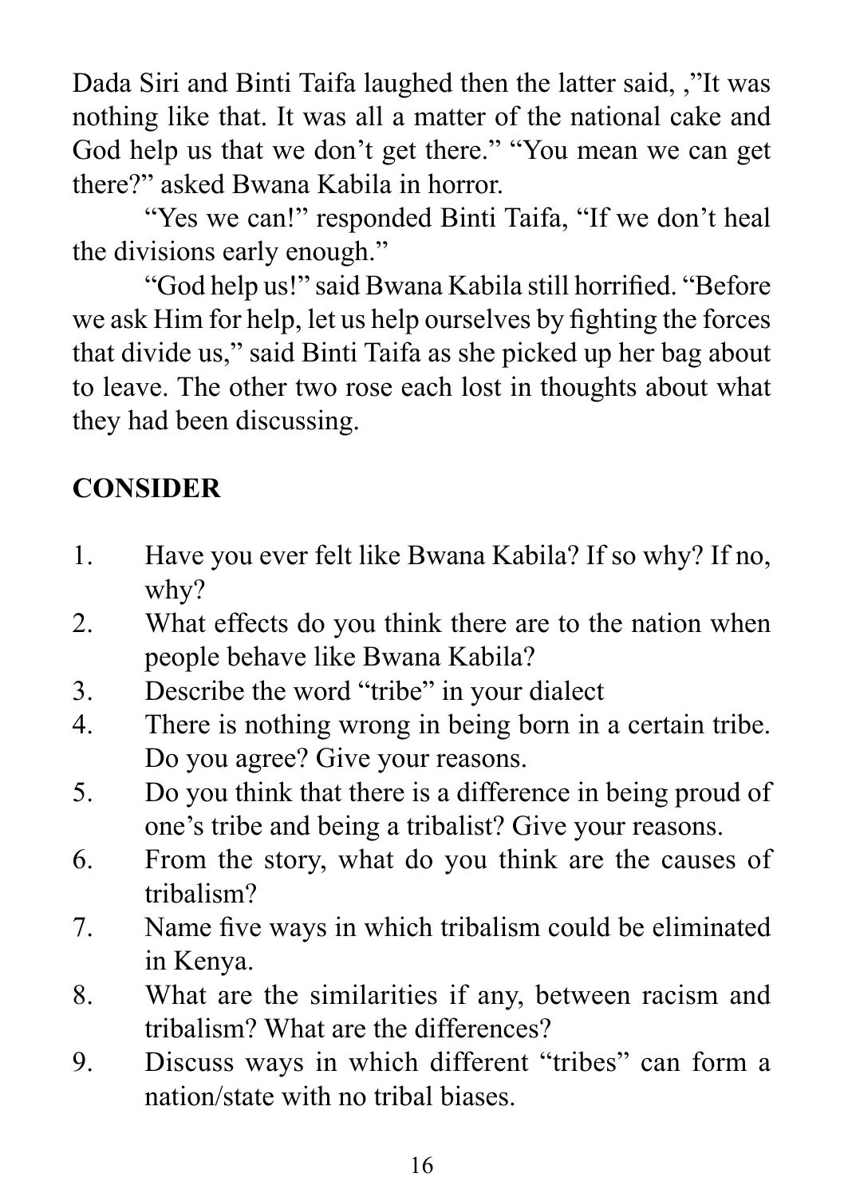Dada Siri and Binti Taifa laughed then the latter said, ,"It was nothing like that. It was all a matter of the national cake and God help us that we don't get there." "You mean we can get there?" asked Bwana Kabila in horror.

"Yes we can!" responded Binti Taifa, "If we don't heal the divisions early enough."

"God help us!" said Bwana Kabila still horrified. "Before we ask Him for help, let us help ourselves by fighting the forces that divide us," said Binti Taifa as she picked up her bag about to leave. The other two rose each lost in thoughts about what they had been discussing.

**CONSIDER**

1. Have you ever felt like Bwana Kabila? If so why? If no, why?
2. What effects do you think there are to the nation when people behave like Bwana Kabila?
3. Describe the word "tribe" in your dialect
4. There is nothing wrong in being born in a certain tribe. Do you agree? Give your reasons.
5. Do you think that there is a difference in being proud of one's tribe and being a tribalist? Give your reasons.
6. From the story, what do you think are the causes of tribalism?
7. Name five ways in which tribalism could be eliminated in Kenya.
8. What are the similarities if any, between racism and tribalism? What are the differences?
9. Discuss ways in which different "tribes" can form a nation/state with no tribal biases.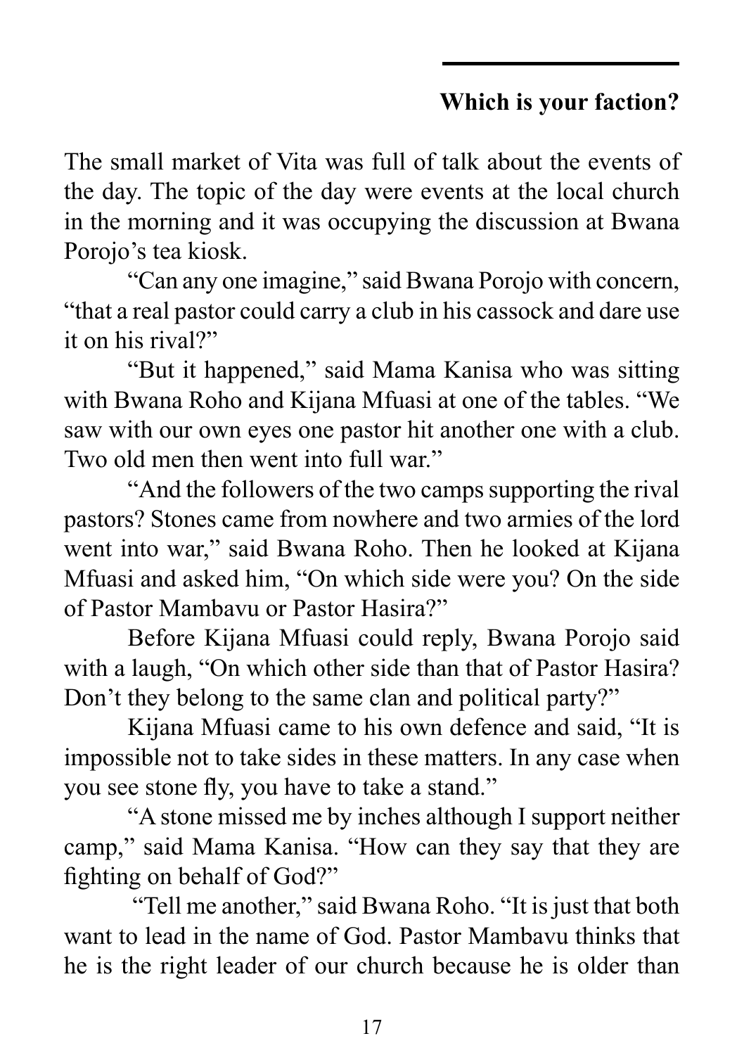## Which is your faction?

The small market of Vita was full of talk about the events of the day. The topic of the day were events at the local church in the morning and it was occupying the discussion at Bwana Porojo's tea kiosk.

"Can any one imagine," said Bwana Porojo with concern, "that a real pastor could carry a club in his cassock and dare use it on his rival?"

"But it happened," said Mama Kanisa who was sitting with Bwana Roho and Kijana Mfuasi at one of the tables. "We saw with our own eyes one pastor hit another one with a club. Two old men then went into full war."

"And the followers of the two camps supporting the rival pastors? Stones came from nowhere and two armies of the lord went into war," said Bwana Roho. Then he looked at Kijana Mfuasi and asked him, "On which side were you? On the side of Pastor Mambavu or Pastor Hasira?"

Before Kijana Mfuasi could reply, Bwana Porojo said with a laugh, "On which other side than that of Pastor Hasira? Don't they belong to the same clan and political party?"

Kijana Mfuasi came to his own defence and said, "It is impossible not to take sides in these matters. In any case when you see stone fly, you have to take a stand."

"A stone missed me by inches although I support neither camp," said Mama Kanisa. "How can they say that they are fighting on behalf of God?"

"Tell me another," said Bwana Roho. "It is just that both want to lead in the name of God. Pastor Mambavu thinks that he is the right leader of our church because he is older than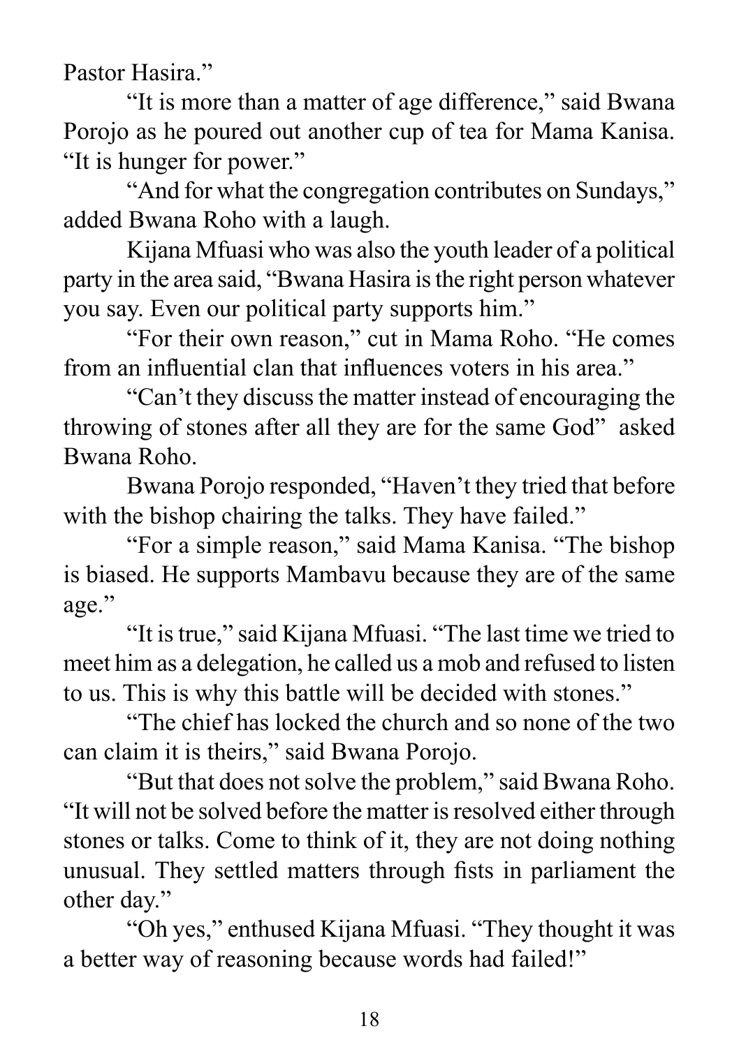Pastor Hasira."

"It is more than a matter of age difference," said Bwana Porojo as he poured out another cup of tea for Mama Kanisa. "It is hunger for power."

"And for what the congregation contributes on Sundays," added Bwana Roho with a laugh.

Kijana Mfuasi who was also the youth leader of a political party in the area said, "Bwana Hasira is the right person whatever you say. Even our political party supports him."

"For their own reason," cut in Mama Roho. "He comes from an influential clan that influences voters in his area."

"Can't they discuss the matter instead of encouraging the throwing of stones after all they are for the same God" asked Bwana Roho.

Bwana Porojo responded, "Haven't they tried that before with the bishop chairing the talks. They have failed."

"For a simple reason," said Mama Kanisa. "The bishop is biased. He supports Mambavu because they are of the same age."

"It is true," said Kijana Mfuasi. "The last time we tried to meet him as a delegation, he called us a mob and refused to listen to us. This is why this battle will be decided with stones."

"The chief has locked the church and so none of the two can claim it is theirs," said Bwana Porojo.

"But that does not solve the problem," said Bwana Roho. "It will not be solved before the matter is resolved either through stones or talks. Come to think of it, they are not doing nothing unusual. They settled matters through fists in parliament the other day."

"Oh yes," enthused Kijana Mfuasi. "They thought it was a better way of reasoning because words had failed!"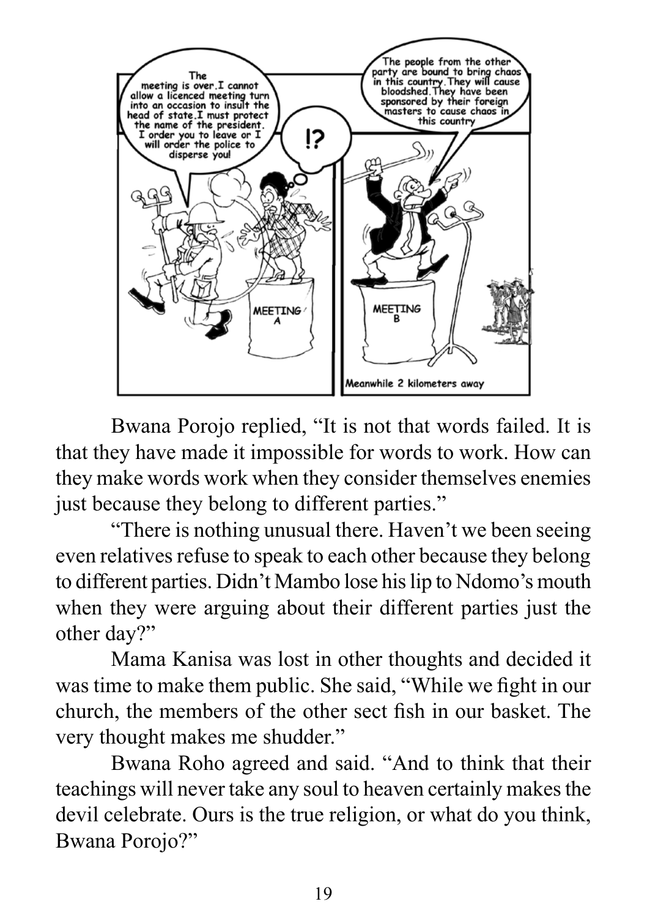Bwana Porojo replied, “It is not that words failed. It is that they have made it impossible for words to work. How can they make words work when they consider themselves enemies just because they belong to different parties.”

“There is nothing unusual there. Haven’t we been seeing even relatives refuse to speak to each other because they belong to different parties. Didn’t Mambo lose his lip to Ndomo’s mouth when they were arguing about their different parties just the other day?”

Mama Kanisa was lost in other thoughts and decided it was time to make them public. She said, “While we fight in our church, the members of the other sect fish in our basket. The very thought makes me shudder.”

Bwana Roho agreed and said. “And to think that their teachings will never take any soul to heaven certainly makes the devil celebrate. Ours is the true religion, or what do you think, Bwana Porojo?”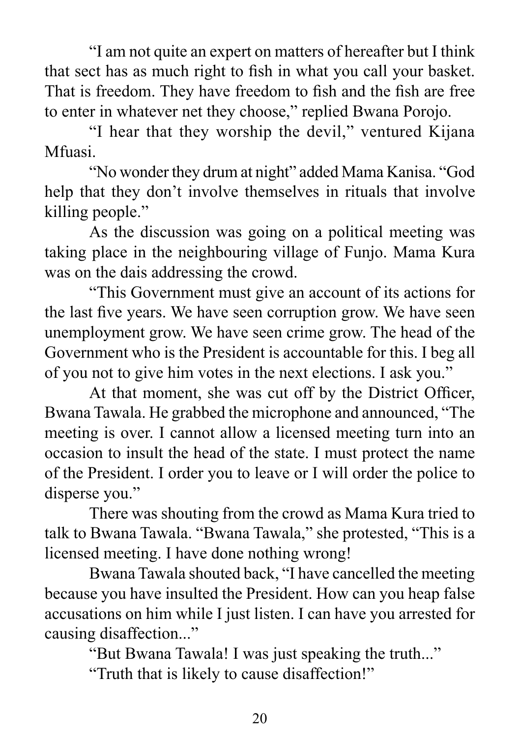"I am not quite an expert on matters of hereafter but I think that sect has as much right to fish in what you call your basket. That is freedom. They have freedom to fish and the fish are free to enter in whatever net they choose," replied Bwana Porojo.

"I hear that they worship the devil," ventured Kijana Mfuasi.

"No wonder they drum at night" added Mama Kanisa. "God help that they don't involve themselves in rituals that involve killing people."

As the discussion was going on a political meeting was taking place in the neighbouring village of Funjo. Mama Kura was on the dais addressing the crowd.

"This Government must give an account of its actions for the last five years. We have seen corruption grow. We have seen unemployment grow. We have seen crime grow. The head of the Government who is the President is accountable for this. I beg all of you not to give him votes in the next elections. I ask you."

At that moment, she was cut off by the District Officer, Bwana Tawala. He grabbed the microphone and announced, "The meeting is over. I cannot allow a licensed meeting turn into an occasion to insult the head of the state. I must protect the name of the President. I order you to leave or I will order the police to disperse you."

There was shouting from the crowd as Mama Kura tried to talk to Bwana Tawala. "Bwana Tawala," she protested, "This is a licensed meeting. I have done nothing wrong!

Bwana Tawala shouted back, "I have cancelled the meeting because you have insulted the President. How can you heap false accusations on him while I just listen. I can have you arrested for causing disaffection..."

"But Bwana Tawala! I was just speaking the truth..."

"Truth that is likely to cause disaffection!"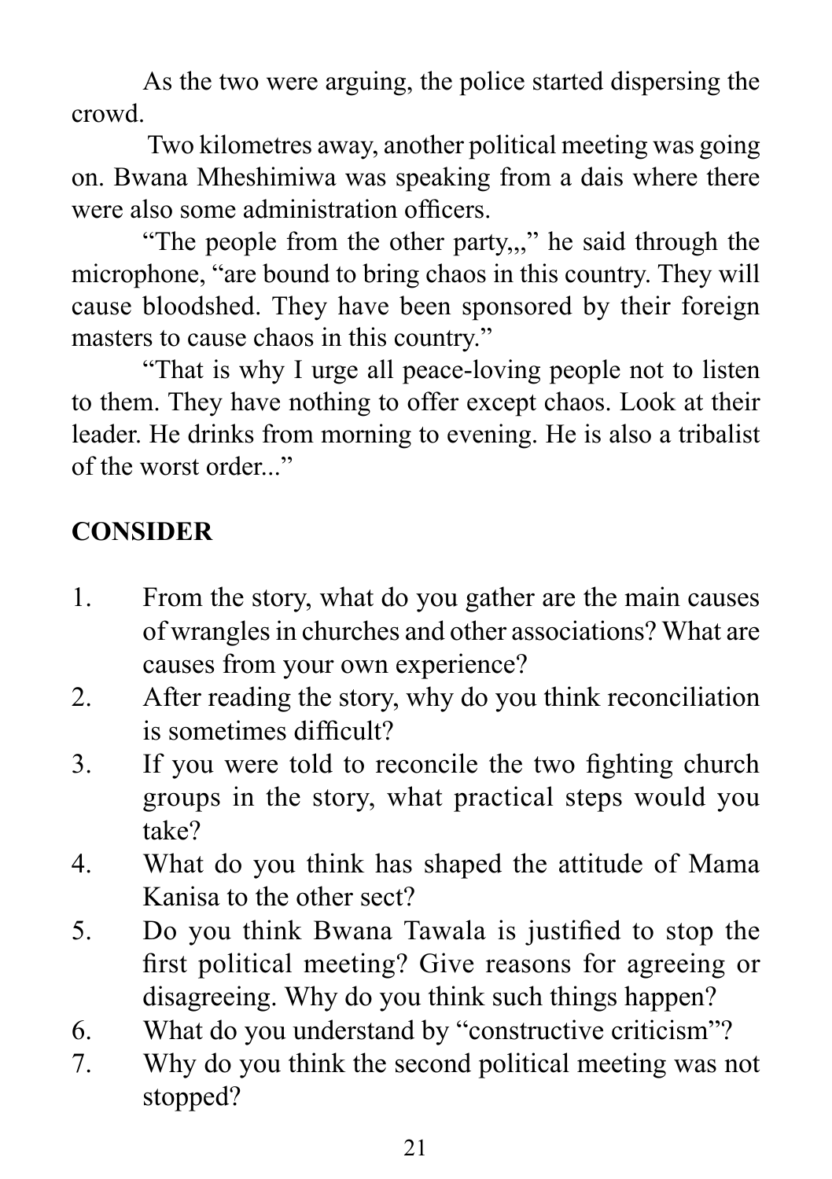As the two were arguing, the police started dispersing the crowd.

Two kilometres away, another political meeting was going on. Bwana Mheshimiwa was speaking from a dais where there were also some administration officers.

"The people from the other party,,," he said through the microphone, "are bound to bring chaos in this country. They will cause bloodshed. They have been sponsored by their foreign masters to cause chaos in this country."

"That is why I urge all peace-loving people not to listen to them. They have nothing to offer except chaos. Look at their leader. He drinks from morning to evening. He is also a tribalist of the worst order..."

**CONSIDER**

1. From the story, what do you gather are the main causes of wrangles in churches and other associations? What are causes from your own experience?
2. After reading the story, why do you think reconciliation is sometimes difficult?
3. If you were told to reconcile the two fighting church groups in the story, what practical steps would you take?
4. What do you think has shaped the attitude of Mama Kanisa to the other sect?
5. Do you think Bwana Tawala is justified to stop the first political meeting? Give reasons for agreeing or disagreeing. Why do you think such things happen?
6. What do you understand by "constructive criticism"?
7. Why do you think the second political meeting was not stopped?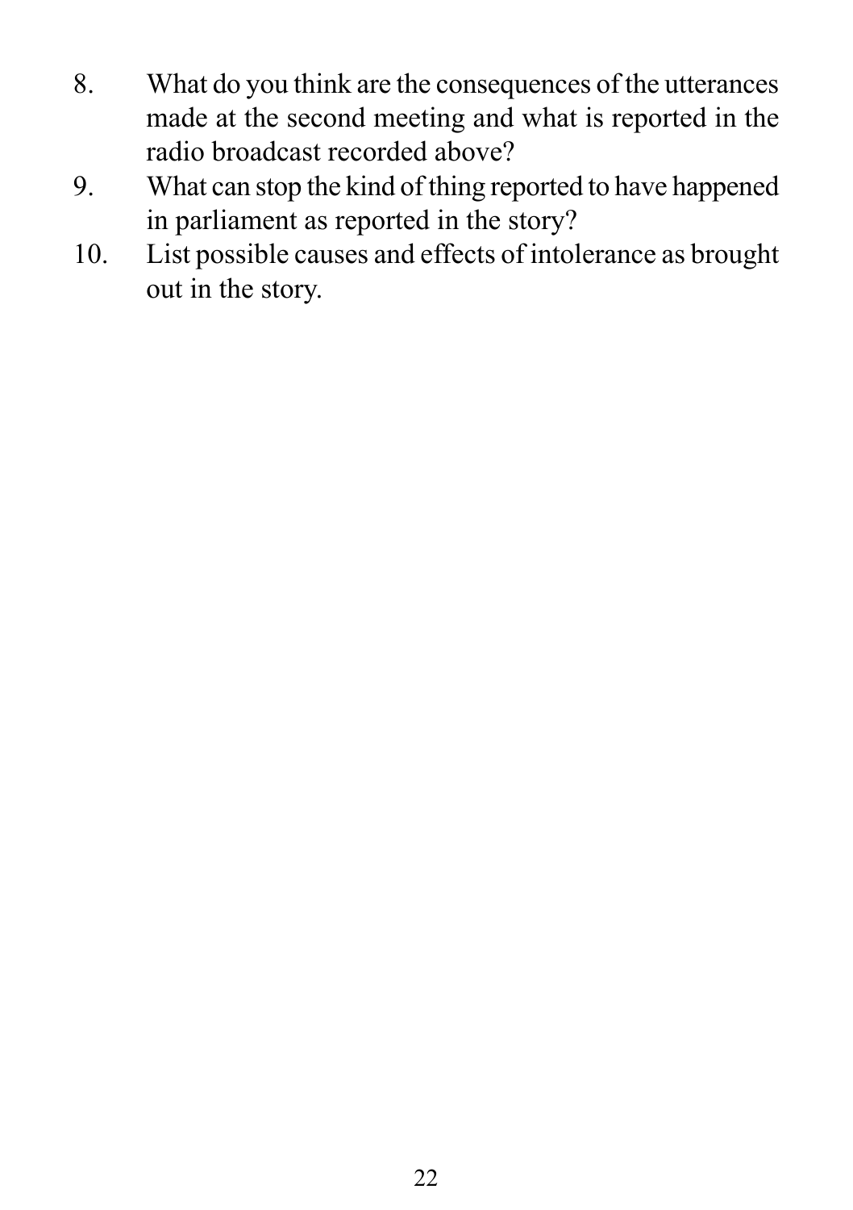8. What do you think are the consequences of the utterances made at the second meeting and what is reported in the radio broadcast recorded above?
9. What can stop the kind of thing reported to have happened in parliament as reported in the story?
10. List possible causes and effects of intolerance as brought out in the story.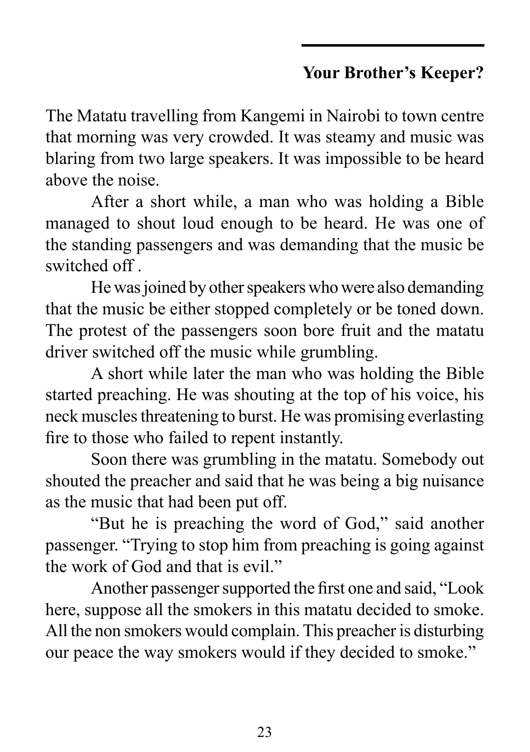## Your Brother's Keeper?

The Matatu travelling from Kangemi in Nairobi to town centre that morning was very crowded. It was steamy and music was blaring from two large speakers. It was impossible to be heard above the noise.

After a short while, a man who was holding a Bible managed to shout loud enough to be heard. He was one of the standing passengers and was demanding that the music be switched off .

He was joined by other speakers who were also demanding that the music be either stopped completely or be toned down. The protest of the passengers soon bore fruit and the matatu driver switched off the music while grumbling.

A short while later the man who was holding the Bible started preaching. He was shouting at the top of his voice, his neck muscles threatening to burst. He was promising everlasting fire to those who failed to repent instantly.

Soon there was grumbling in the matatu. Somebody out shouted the preacher and said that he was being a big nuisance as the music that had been put off.

"But he is preaching the word of God," said another passenger. "Trying to stop him from preaching is going against the work of God and that is evil."

Another passenger supported the first one and said, "Look here, suppose all the smokers in this matatu decided to smoke. All the non smokers would complain. This preacher is disturbing our peace the way smokers would if they decided to smoke."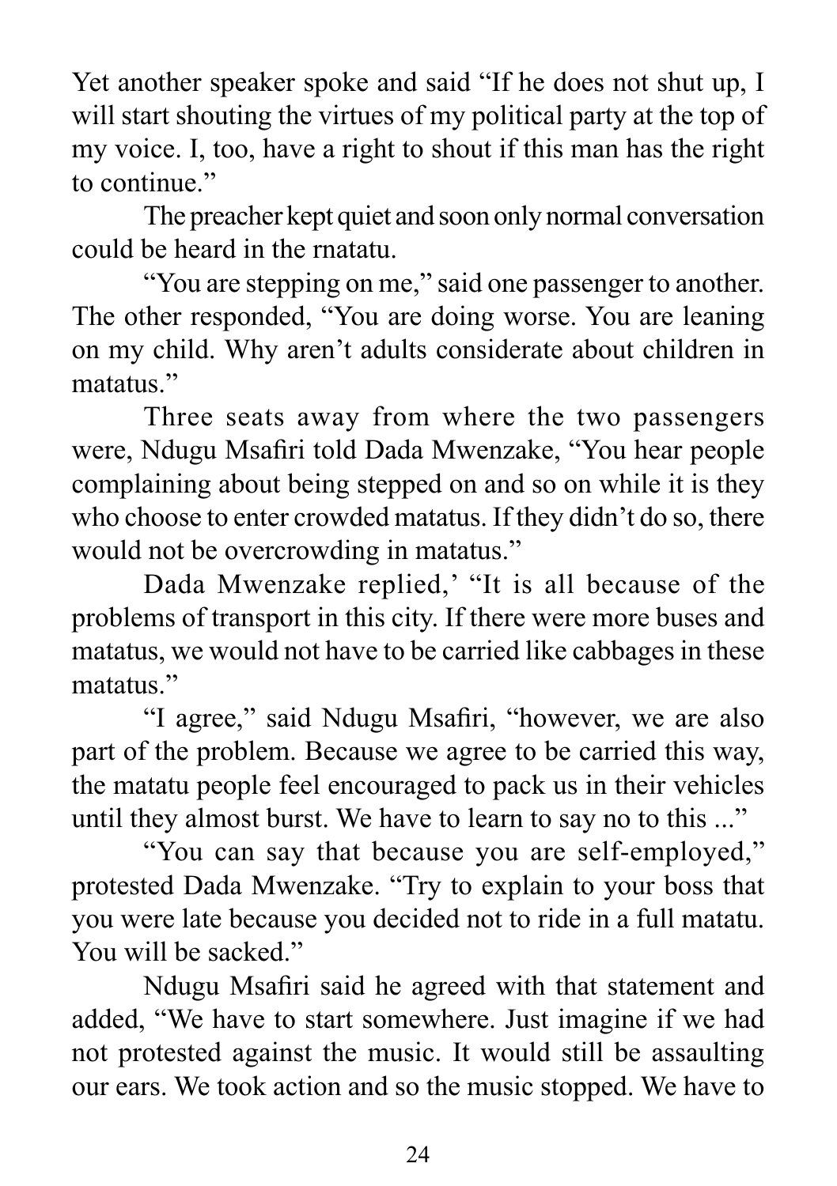Yet another speaker spoke and said "If he does not shut up, I will start shouting the virtues of my political party at the top of my voice. I, too, have a right to shout if this man has the right to continue."

The preacher kept quiet and soon only normal conversation could be heard in the rnatatu.

"You are stepping on me," said one passenger to another. The other responded, "You are doing worse. You are leaning on my child. Why aren't adults considerate about children in matatus."

Three seats away from where the two passengers were, Ndugu Msafiri told Dada Mwenzake, "You hear people complaining about being stepped on and so on while it is they who choose to enter crowded matatus. If they didn't do so, there would not be overcrowding in matatus."

Dada Mwenzake replied,' "It is all because of the problems of transport in this city. If there were more buses and matatus, we would not have to be carried like cabbages in these matatus."

"I agree," said Ndugu Msafiri, "however, we are also part of the problem. Because we agree to be carried this way, the matatu people feel encouraged to pack us in their vehicles until they almost burst. We have to learn to say no to this ..."

"You can say that because you are self-employed," protested Dada Mwenzake. "Try to explain to your boss that you were late because you decided not to ride in a full matatu. You will be sacked."

Ndugu Msafiri said he agreed with that statement and added, "We have to start somewhere. Just imagine if we had not protested against the music. It would still be assaulting our ears. We took action and so the music stopped. We have to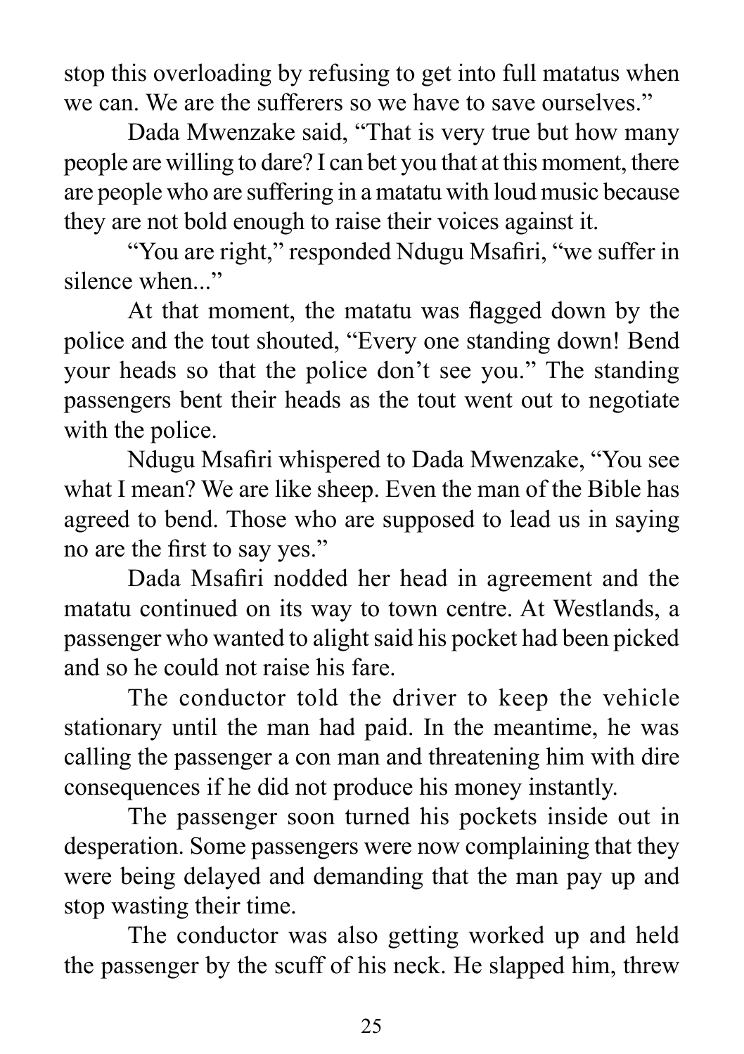stop this overloading by refusing to get into full matatus when we can. We are the sufferers so we have to save ourselves."

Dada Mwenzake said, "That is very true but how many people are willing to dare? I can bet you that at this moment, there are people who are suffering in a matatu with loud music because they are not bold enough to raise their voices against it.

"You are right," responded Ndugu Msafiri, "we suffer in silence when..."

At that moment, the matatu was flagged down by the police and the tout shouted, "Every one standing down! Bend your heads so that the police don't see you." The standing passengers bent their heads as the tout went out to negotiate with the police.

Ndugu Msafiri whispered to Dada Mwenzake, "You see what I mean? We are like sheep. Even the man of the Bible has agreed to bend. Those who are supposed to lead us in saying no are the first to say yes."

Dada Msafiri nodded her head in agreement and the matatu continued on its way to town centre. At Westlands, a passenger who wanted to alight said his pocket had been picked and so he could not raise his fare.

The conductor told the driver to keep the vehicle stationary until the man had paid. In the meantime, he was calling the passenger a con man and threatening him with dire consequences if he did not produce his money instantly.

The passenger soon turned his pockets inside out in desperation. Some passengers were now complaining that they were being delayed and demanding that the man pay up and stop wasting their time.

The conductor was also getting worked up and held the passenger by the scuff of his neck. He slapped him, threw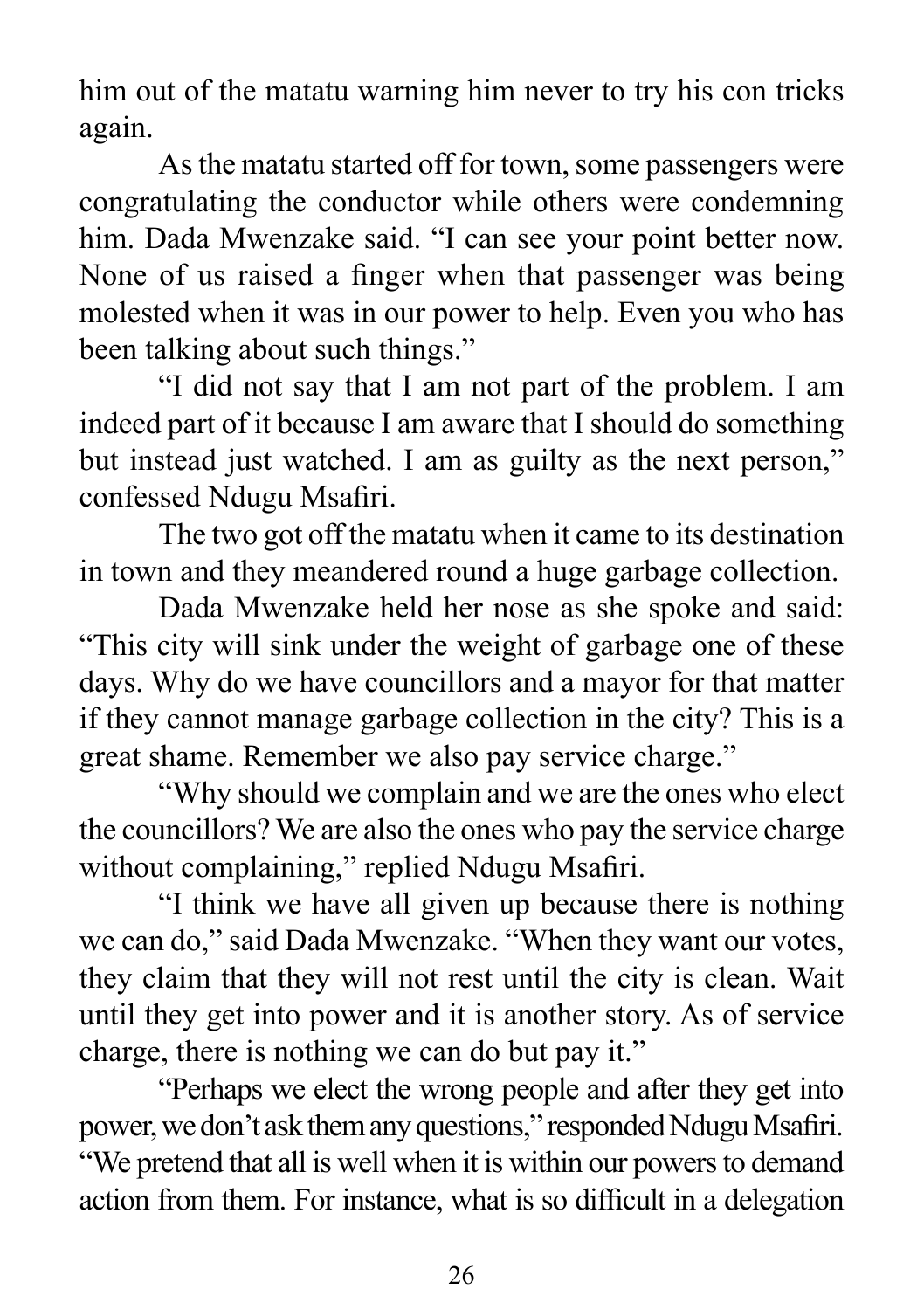him out of the matatu warning him never to try his con tricks again.

As the matatu started off for town, some passengers were congratulating the conductor while others were condemning him. Dada Mwenzake said. "I can see your point better now. None of us raised a finger when that passenger was being molested when it was in our power to help. Even you who has been talking about such things."

"I did not say that I am not part of the problem. I am indeed part of it because I am aware that I should do something but instead just watched. I am as guilty as the next person," confessed Ndugu Msafiri.

The two got off the matatu when it came to its destination in town and they meandered round a huge garbage collection.

Dada Mwenzake held her nose as she spoke and said: "This city will sink under the weight of garbage one of these days. Why do we have councillors and a mayor for that matter if they cannot manage garbage collection in the city? This is a great shame. Remember we also pay service charge."

"Why should we complain and we are the ones who elect the councillors? We are also the ones who pay the service charge without complaining," replied Ndugu Msafiri.

"I think we have all given up because there is nothing we can do," said Dada Mwenzake. "When they want our votes, they claim that they will not rest until the city is clean. Wait until they get into power and it is another story. As of service charge, there is nothing we can do but pay it."

"Perhaps we elect the wrong people and after they get into power, we don't ask them any questions," responded Ndugu Msafiri. "We pretend that all is well when it is within our powers to demand action from them. For instance, what is so difficult in a delegation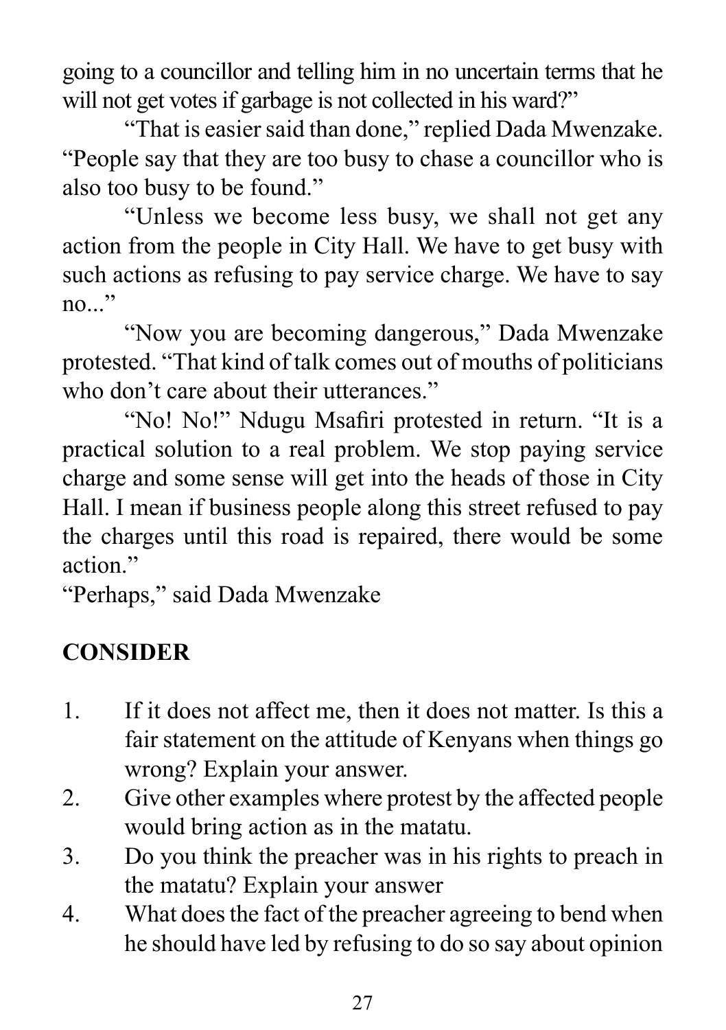going to a councillor and telling him in no uncertain terms that he will not get votes if garbage is not collected in his ward?"

"That is easier said than done," replied Dada Mwenzake. "People say that they are too busy to chase a councillor who is also too busy to be found."

"Unless we become less busy, we shall not get any action from the people in City Hall. We have to get busy with such actions as refusing to pay service charge. We have to say no..."

"Now you are becoming dangerous," Dada Mwenzake protested. "That kind of talk comes out of mouths of politicians who don't care about their utterances."

"No! No!" Ndugu Msafiri protested in return. "It is a practical solution to a real problem. We stop paying service charge and some sense will get into the heads of those in City Hall. I mean if business people along this street refused to pay the charges until this road is repaired, there would be some action."

"Perhaps," said Dada Mwenzake

## CONSIDER

1. If it does not affect me, then it does not matter. Is this a fair statement on the attitude of Kenyans when things go wrong? Explain your answer.
2. Give other examples where protest by the affected people would bring action as in the matatu.
3. Do you think the preacher was in his rights to preach in the matatu? Explain your answer
4. What does the fact of the preacher agreeing to bend when he should have led by refusing to do so say about opinion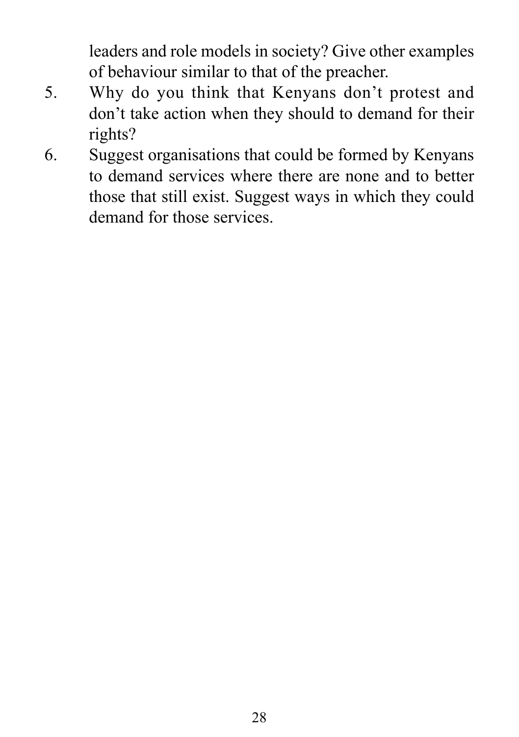leaders and role models in society? Give other examples of behaviour similar to that of the preacher.

5. Why do you think that Kenyans don’t protest and don’t take action when they should to demand for their rights?
6. Suggest organisations that could be formed by Kenyans to demand services where there are none and to better those that still exist. Suggest ways in which they could demand for those services.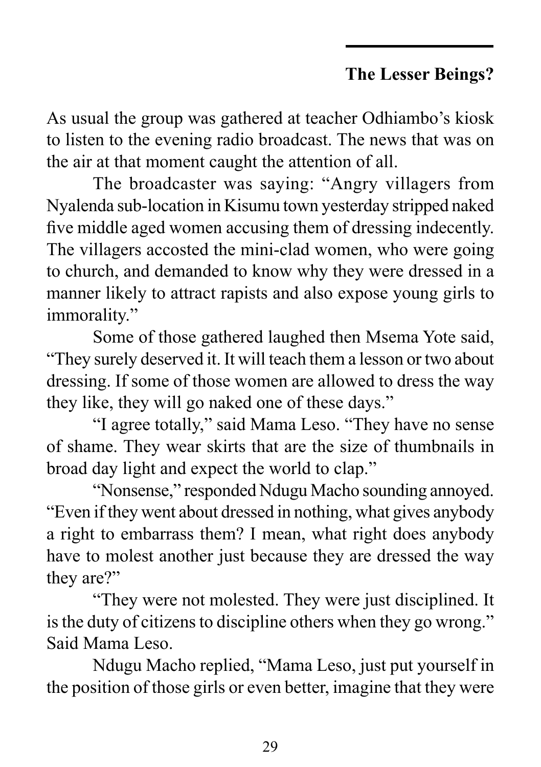## The Lesser Beings?

As usual the group was gathered at teacher Odhiambo's kiosk to listen to the evening radio broadcast. The news that was on the air at that moment caught the attention of all.

The broadcaster was saying: "Angry villagers from Nyalenda sub-location in Kisumu town yesterday stripped naked five middle aged women accusing them of dressing indecently. The villagers accosted the mini-clad women, who were going to church, and demanded to know why they were dressed in a manner likely to attract rapists and also expose young girls to immorality."

Some of those gathered laughed then Msema Yote said, "They surely deserved it. It will teach them a lesson or two about dressing. If some of those women are allowed to dress the way they like, they will go naked one of these days."

"I agree totally," said Mama Leso. "They have no sense of shame. They wear skirts that are the size of thumbnails in broad day light and expect the world to clap."

"Nonsense," responded Ndugu Macho sounding annoyed. "Even if they went about dressed in nothing, what gives anybody a right to embarrass them? I mean, what right does anybody have to molest another just because they are dressed the way they are?"

"They were not molested. They were just disciplined. It is the duty of citizens to discipline others when they go wrong." Said Mama Leso.

Ndugu Macho replied, "Mama Leso, just put yourself in the position of those girls or even better, imagine that they were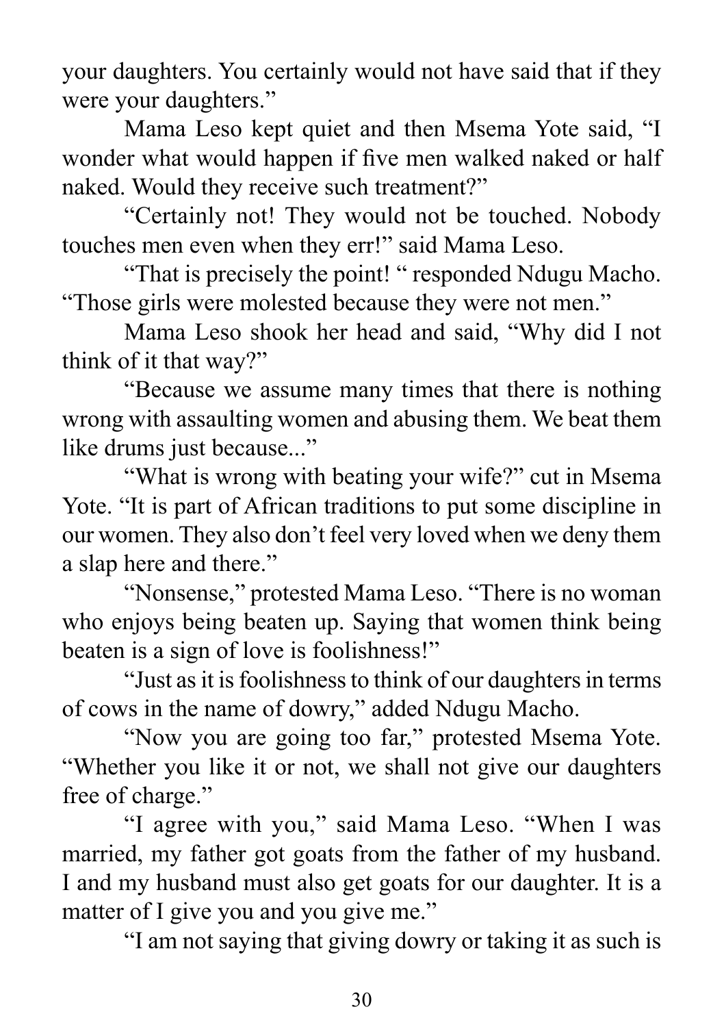your daughters. You certainly would not have said that if they were your daughters."

Mama Leso kept quiet and then Msema Yote said, "I wonder what would happen if five men walked naked or half naked. Would they receive such treatment?"

"Certainly not! They would not be touched. Nobody touches men even when they err!" said Mama Leso.

"That is precisely the point! " responded Ndugu Macho. "Those girls were molested because they were not men."

Mama Leso shook her head and said, "Why did I not think of it that way?"

"Because we assume many times that there is nothing wrong with assaulting women and abusing them. We beat them like drums just because..."

"What is wrong with beating your wife?" cut in Msema Yote. "It is part of African traditions to put some discipline in our women. They also don't feel very loved when we deny them a slap here and there."

"Nonsense," protested Mama Leso. "There is no woman who enjoys being beaten up. Saying that women think being beaten is a sign of love is foolishness!"

"Just as it is foolishness to think of our daughters in terms of cows in the name of dowry," added Ndugu Macho.

"Now you are going too far," protested Msema Yote. "Whether you like it or not, we shall not give our daughters free of charge."

"I agree with you," said Mama Leso. "When I was married, my father got goats from the father of my husband. I and my husband must also get goats for our daughter. It is a matter of I give you and you give me."

"I am not saying that giving dowry or taking it as such is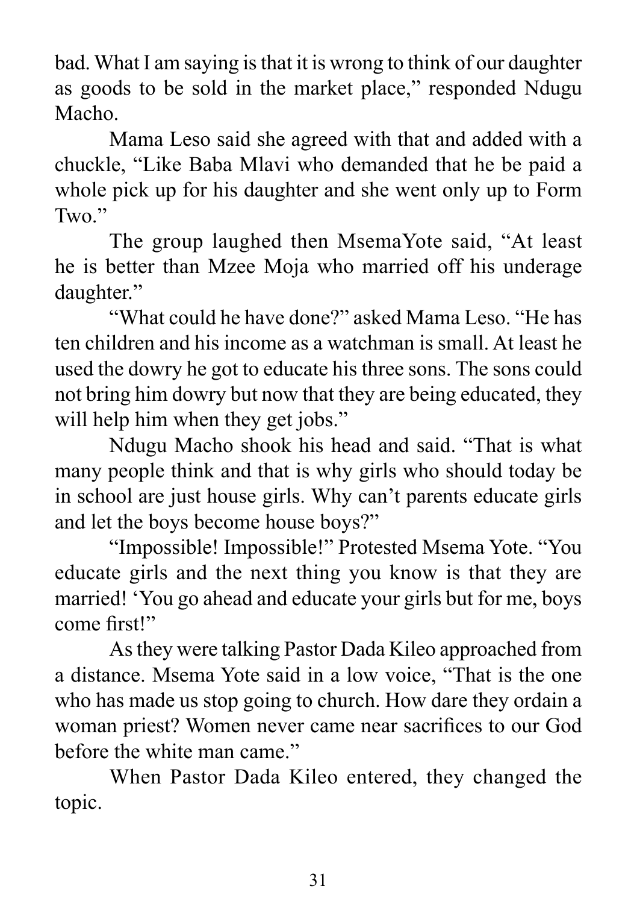bad. What I am saying is that it is wrong to think of our daughter as goods to be sold in the market place," responded Ndugu Macho.

Mama Leso said she agreed with that and added with a chuckle, "Like Baba Mlavi who demanded that he be paid a whole pick up for his daughter and she went only up to Form Two."

The group laughed then MsemaYote said, "At least he is better than Mzee Moja who married off his underage daughter."

"What could he have done?" asked Mama Leso. "He has ten children and his income as a watchman is small. At least he used the dowry he got to educate his three sons. The sons could not bring him dowry but now that they are being educated, they will help him when they get jobs."

Ndugu Macho shook his head and said. "That is what many people think and that is why girls who should today be in school are just house girls. Why can't parents educate girls and let the boys become house boys?"

"Impossible! Impossible!" Protested Msema Yote. "You educate girls and the next thing you know is that they are married! 'You go ahead and educate your girls but for me, boys come first!"

As they were talking Pastor Dada Kileo approached from a distance. Msema Yote said in a low voice, "That is the one who has made us stop going to church. How dare they ordain a woman priest? Women never came near sacrifices to our God before the white man came."

When Pastor Dada Kileo entered, they changed the topic.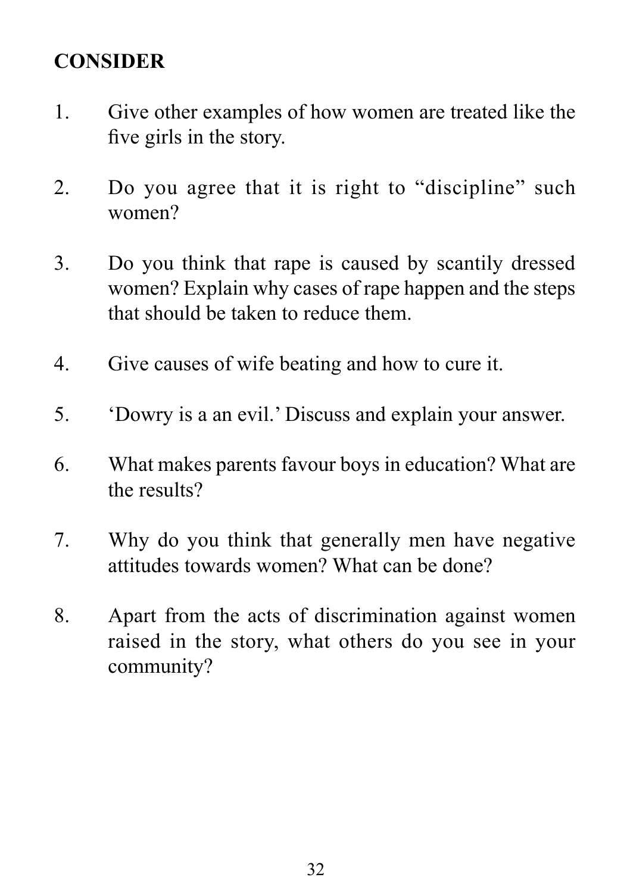**CONSIDER**

1. Give other examples of how women are treated like the five girls in the story.

2. Do you agree that it is right to "discipline" such women?

3. Do you think that rape is caused by scantily dressed women? Explain why cases of rape happen and the steps that should be taken to reduce them.

4. Give causes of wife beating and how to cure it.

5. 'Dowry is a an evil.' Discuss and explain your answer.

6. What makes parents favour boys in education? What are the results?

7. Why do you think that generally men have negative attitudes towards women? What can be done?

8. Apart from the acts of discrimination against women raised in the story, what others do you see in your community?